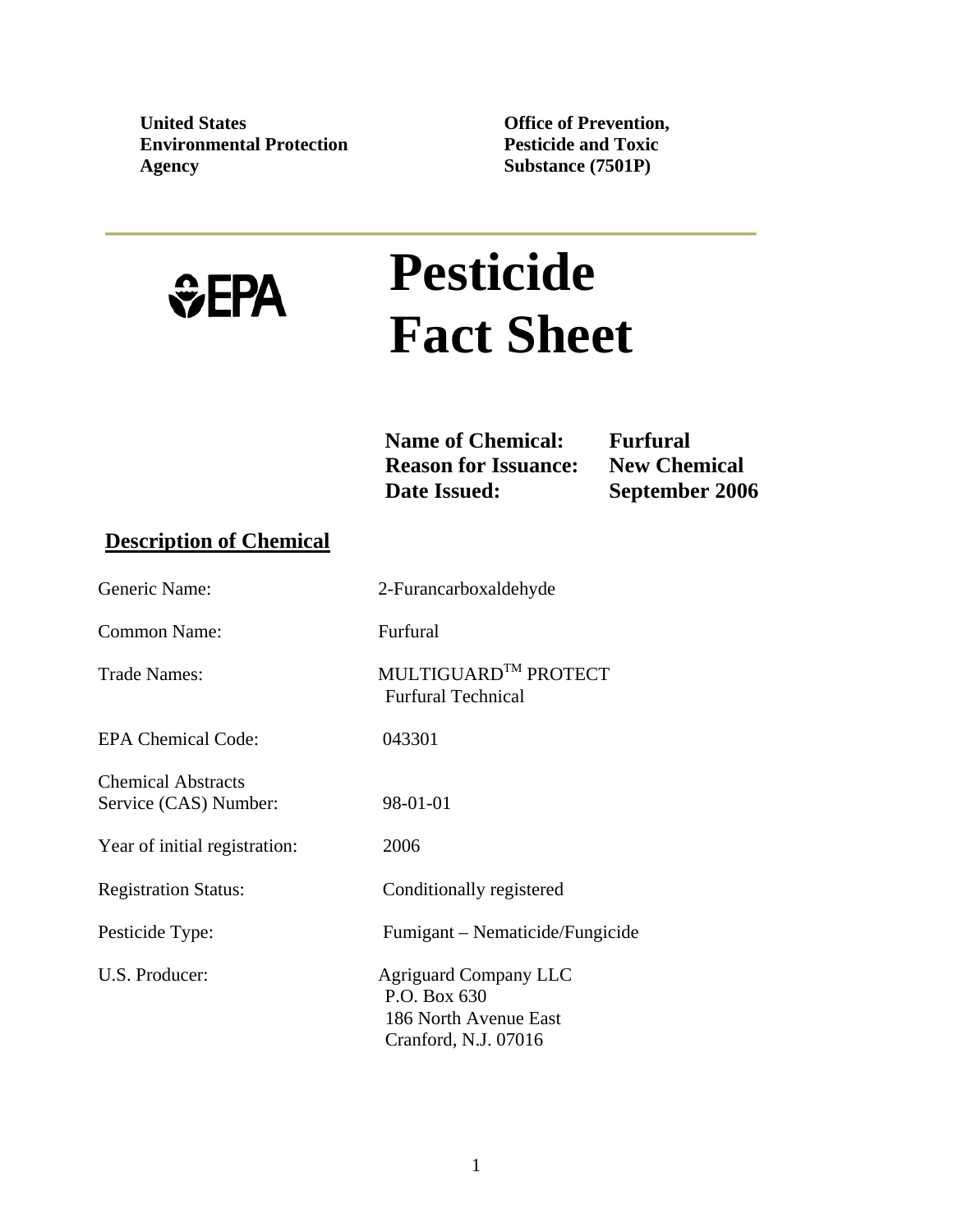**United States Environmental Protection Agency**

**Office of Prevention, Pesticide and Toxic Substance (7501P)**

---

EPA

# Pesticide Fact Sheet

| | |
|---|---|
| **Name of Chemical:** | **Furfural** |
| **Reason for Issuance:** | **New Chemical** |
| **Date Issued:** | **September 2006** |

## Description of Chemical

| | |
|---|---|
| Generic Name: | 2-Furancarboxaldehyde |
| Common Name: | Furfural |
| Trade Names: | MULTIGUARD™ PROTECT<br>Furfural Technical |
| EPA Chemical Code: | 043301 |
| Chemical Abstracts Service (CAS) Number: | 98-01-01 |
| Year of initial registration: | 2006 |
| Registration Status: | Conditionally registered |
| Pesticide Type: | Fumigant – Nematicide/Fungicide |
| U.S. Producer: | Agriguard Company LLC<br>P.O. Box 630<br>186 North Avenue East<br>Cranford, N.J. 07016 |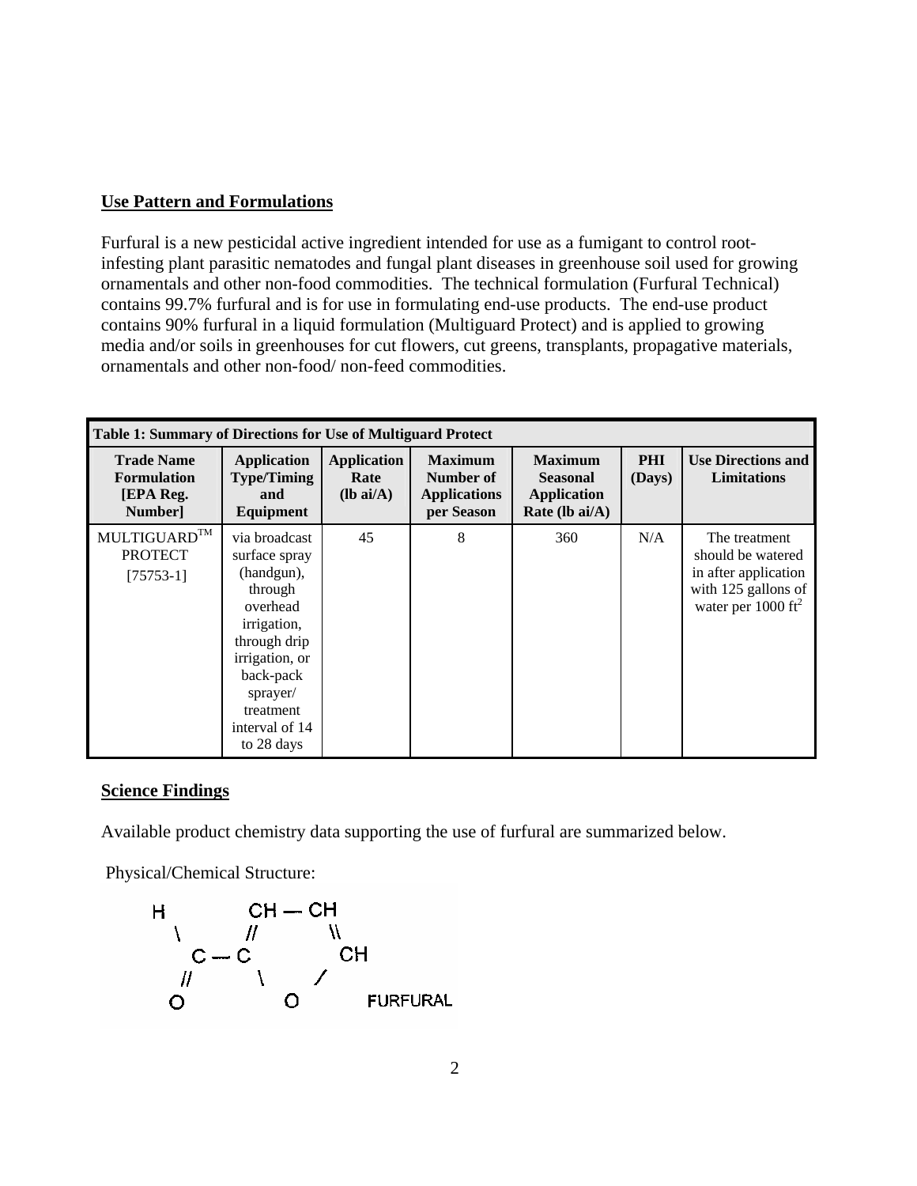## Use Pattern and Formulations

Furfural is a new pesticidal active ingredient intended for use as a fumigant to control root-infesting plant parasitic nematodes and fungal plant diseases in greenhouse soil used for growing ornamentals and other non-food commodities. The technical formulation (Furfural Technical) contains 99.7% furfural and is for use in formulating end-use products. The end-use product contains 90% furfural in a liquid formulation (Multiguard Protect) and is applied to growing media and/or soils in greenhouses for cut flowers, cut greens, transplants, propagative materials, ornamentals and other non-food/ non-feed commodities.

**Table 1: Summary of Directions for Use of Multiguard Protect**

| Trade Name Formulation [EPA Reg. Number] | Application Type/Timing and Equipment | Application Rate (lb ai/A) | Maximum Number of Applications per Season | Maximum Seasonal Application Rate (lb ai/A) | PHI (Days) | Use Directions and Limitations |
|---|---|---|---|---|---|---|
| MULTIGUARD™ PROTECT [75753-1] | via broadcast surface spray (handgun), through overhead irrigation, through drip irrigation, or back-pack sprayer/ treatment interval of 14 to 28 days | 45 | 8 | 360 | N/A | The treatment should be watered in after application with 125 gallons of water per 1000 $ft^2$ |

## Science Findings

Available product chemistry data supporting the use of furfural are summarized below.

Physical/Chemical Structure:

```
H          CH — CH
 \        //      \\
  C — C            CH
 //      \        /
O          O          FURFURAL
```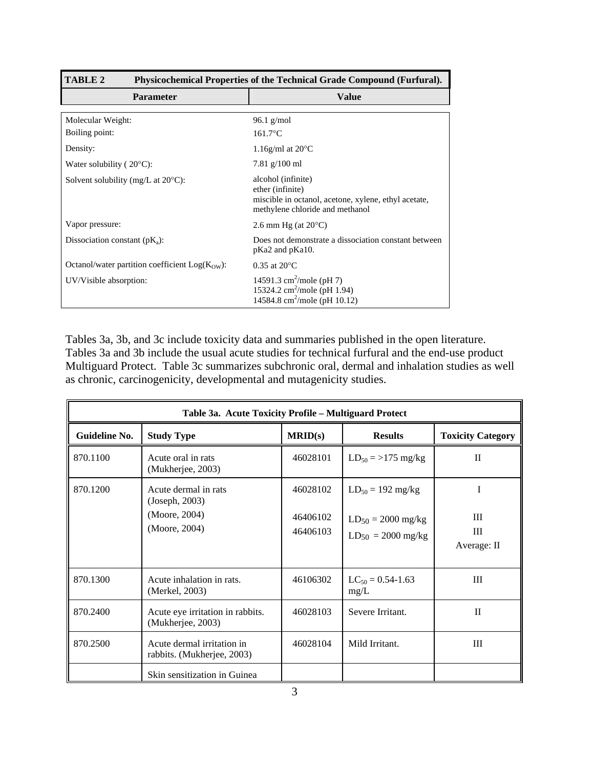| **TABLE 2** Physicochemical Properties of the Technical Grade Compound (Furfural). | |
|---|---|
| **Parameter** | **Value** |
| Molecular Weight: | 96.1 g/mol |
| Boiling point: | 161.7°C |
| Density: | 1.16g/ml at 20°C |
| Water solubility ( 20°C): | 7.81 g/100 ml |
| Solvent solubility (mg/L at 20°C): | alcohol (infinite)<br>ether (infinite)<br>miscible in octanol, acetone, xylene, ethyl acetate, methylene chloride and methanol |
| Vapor pressure: | 2.6 mm Hg (at 20°C) |
| Dissociation constant ($pK_a$): | Does not demonstrate a dissociation constant between pKa2 and pKa10. |
| Octanol/water partition coefficient $Log(K_{OW})$: | 0.35 at 20°C |
| UV/Visible absorption: | 14591.3 $cm^2$/mole (pH 7)<br>15324.2 $cm^2$/mole (pH 1.94)<br>14584.8 $cm^2$/mole (pH 10.12) |

Tables 3a, 3b, and 3c include toxicity data and summaries published in the open literature. Tables 3a and 3b include the usual acute studies for technical furfural and the end-use product Multiguard Protect. Table 3c summarizes subchronic oral, dermal and inhalation studies as well as chronic, carcinogenicity, developmental and mutagenicity studies.

| Table 3a. Acute Toxicity Profile – Multiguard Protect | | | | |
|---|---|---|---|---|
| **Guideline No.** | **Study Type** | **MRID(s)** | **Results** | **Toxicity Category** |
| 870.1100 | Acute oral in rats (Mukherjee, 2003) | 46028101 | $LD_{50}$ = >175 mg/kg | II |
| 870.1200 | Acute dermal in rats (Joseph, 2003)<br>(Moore, 2004)<br>(Moore, 2004) | 46028102<br><br>46406102<br>46406103 | $LD_{50}$ = 192 mg/kg<br><br>$LD_{50}$ = 2000 mg/kg<br>$LD_{50}$ = 2000 mg/kg | I<br><br>III<br>III<br>Average: II |
| 870.1300 | Acute inhalation in rats. (Merkel, 2003) | 46106302 | $LC_{50}$ = 0.54-1.63 mg/L | III |
| 870.2400 | Acute eye irritation in rabbits. (Mukherjee, 2003) | 46028103 | Severe Irritant. | II |
| 870.2500 | Acute dermal irritation in rabbits. (Mukherjee, 2003) | 46028104 | Mild Irritant. | III |
| | Skin sensitization in Guinea | | | |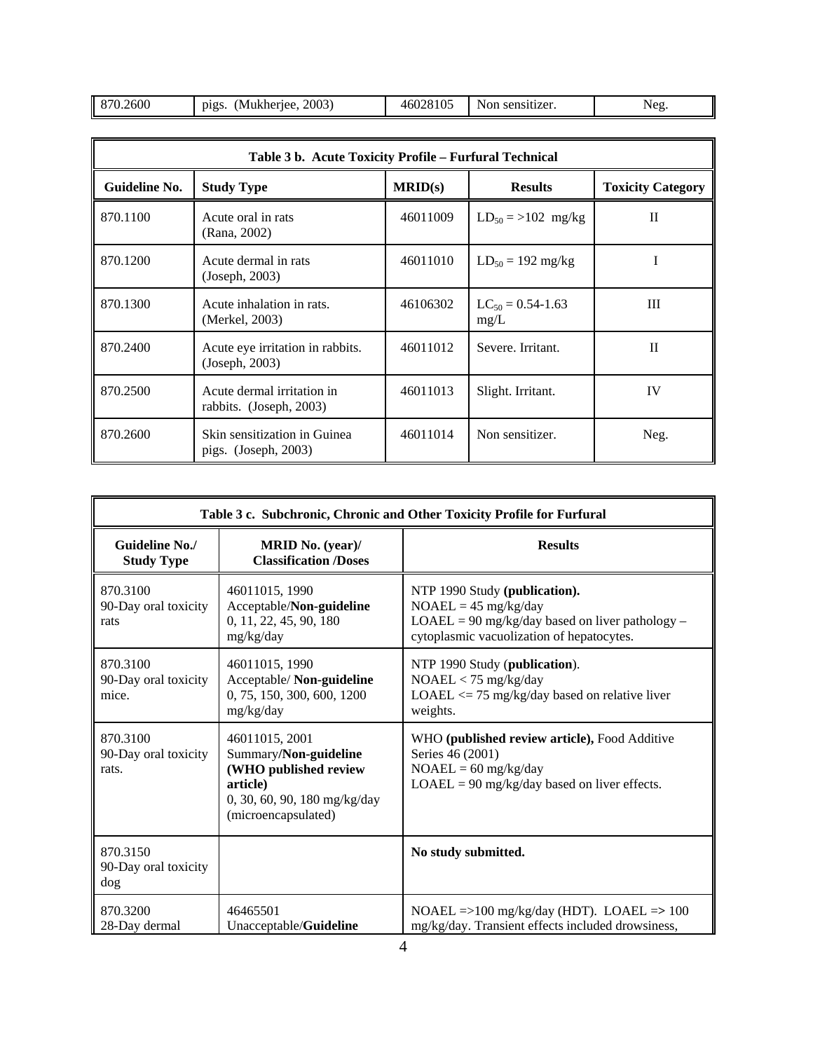| 870.2600 | pigs. (Mukherjee, 2003) | 46028105 | Non sensitizer. | Neg. |
|---|---|---|---|---|

| Table 3 b. Acute Toxicity Profile – Furfural Technical | | | | |
|---|---|---|---|---|
| **Guideline No.** | **Study Type** | **MRID(s)** | **Results** | **Toxicity Category** |
| 870.1100 | Acute oral in rats (Rana, 2002) | 46011009 | $LD_{50}$ = >102 mg/kg | II |
| 870.1200 | Acute dermal in rats (Joseph, 2003) | 46011010 | $LD_{50}$ = 192 mg/kg | I |
| 870.1300 | Acute inhalation in rats. (Merkel, 2003) | 46106302 | $LC_{50}$ = 0.54-1.63 mg/L | III |
| 870.2400 | Acute eye irritation in rabbits. (Joseph, 2003) | 46011012 | Severe. Irritant. | II |
| 870.2500 | Acute dermal irritation in rabbits. (Joseph, 2003) | 46011013 | Slight. Irritant. | IV |
| 870.2600 | Skin sensitization in Guinea pigs. (Joseph, 2003) | 46011014 | Non sensitizer. | Neg. |

| Table 3 c. Subchronic, Chronic and Other Toxicity Profile for Furfural | | |
|---|---|---|
| **Guideline No./ Study Type** | **MRID No. (year)/ Classification /Doses** | **Results** |
| 870.3100 90-Day oral toxicity rats | 46011015, 1990 Acceptable/**Non-guideline** 0, 11, 22, 45, 90, 180 mg/kg/day | NTP 1990 Study **(publication).** NOAEL = 45 mg/kg/day LOAEL = 90 mg/kg/day based on liver pathology – cytoplasmic vacuolization of hepatocytes. |
| 870.3100 90-Day oral toxicity mice. | 46011015, 1990 Acceptable/ **Non-guideline** 0, 75, 150, 300, 600, 1200 mg/kg/day | NTP 1990 Study (**publication**). NOAEL < 75 mg/kg/day LOAEL <= 75 mg/kg/day based on relative liver weights. |
| 870.3100 90-Day oral toxicity rats. | 46011015, 2001 Summary/**Non-guideline (WHO published review article)** 0, 30, 60, 90, 180 mg/kg/day (microencapsulated) | WHO **(published review article),** Food Additive Series 46 (2001) NOAEL = 60 mg/kg/day LOAEL = 90 mg/kg/day based on liver effects. |
| 870.3150 90-Day oral toxicity dog | | **No study submitted.** |
| 870.3200 28-Day dermal | 46465501 Unacceptable/**Guideline** | NOAEL =>100 mg/kg/day (HDT). LOAEL => 100 mg/kg/day. Transient effects included drowsiness, |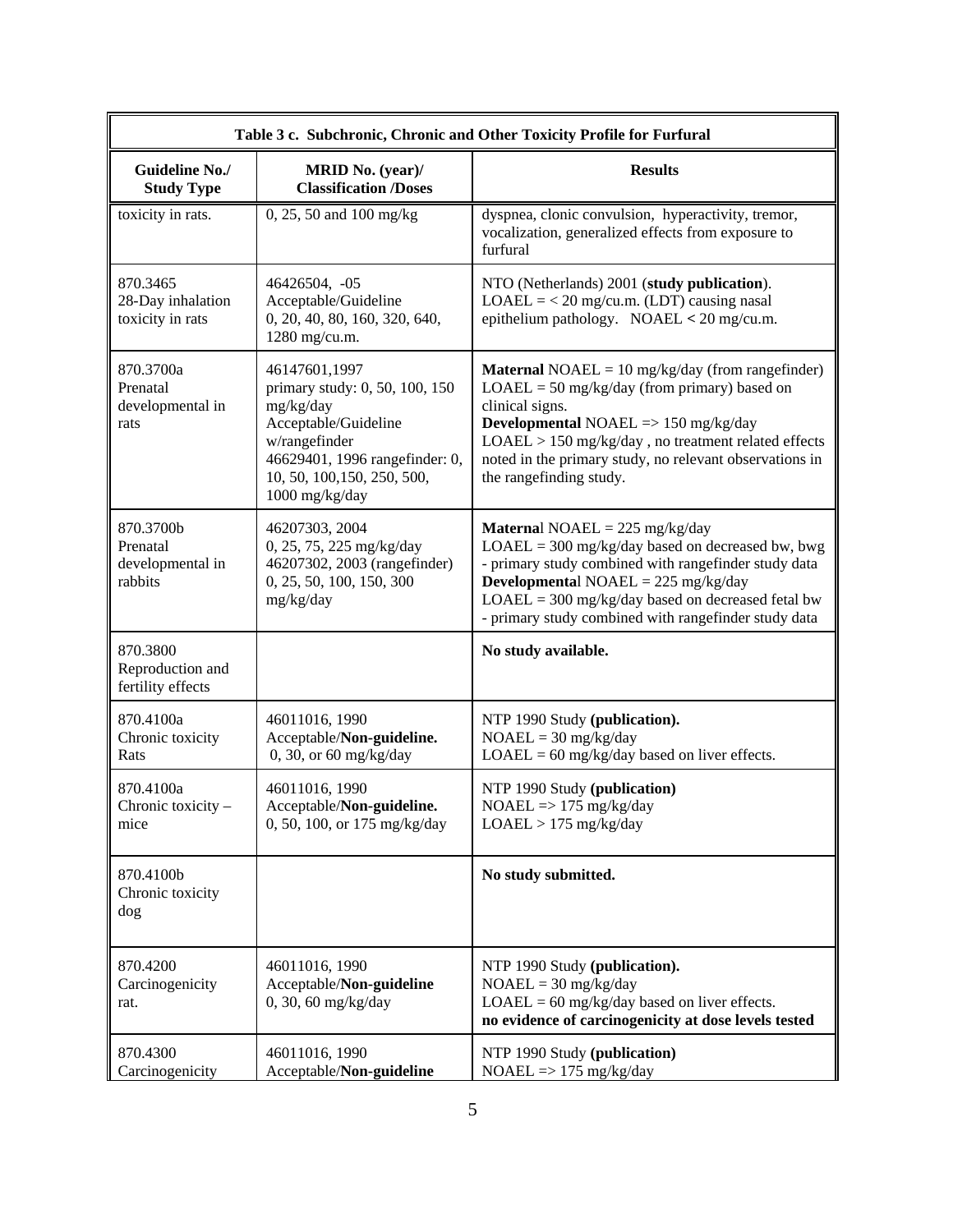| Table 3 c. Subchronic, Chronic and Other Toxicity Profile for Furfural | | |
|---|---|---|
| **Guideline No./ Study Type** | **MRID No. (year)/ Classification /Doses** | **Results** |
| toxicity in rats. | 0, 25, 50 and 100 mg/kg | dyspnea, clonic convulsion, hyperactivity, tremor, vocalization, generalized effects from exposure to furfural |
| 870.3465<br>28-Day inhalation toxicity in rats | 46426504, -05<br>Acceptable/Guideline<br>0, 20, 40, 80, 160, 320, 640, 1280 mg/cu.m. | NTO (Netherlands) 2001 (**study publication**).<br>LOAEL = < 20 mg/cu.m. (LDT) causing nasal epithelium pathology. NOAEL **<** 20 mg/cu.m. |
| 870.3700a<br>Prenatal developmental in rats | 46147601,1997<br>primary study: 0, 50, 100, 150 mg/kg/day<br>Acceptable/Guideline w/rangefinder<br>46629401, 1996 rangefinder: 0, 10, 50, 100,150, 250, 500, 1000 mg/kg/day | **Maternal** NOAEL = 10 mg/kg/day (from rangefinder)<br>LOAEL = 50 mg/kg/day (from primary) based on clinical signs.<br>**Developmental** NOAEL => 150 mg/kg/day<br>LOAEL > 150 mg/kg/day , no treatment related effects noted in the primary study, no relevant observations in the rangefinding study. |
| 870.3700b<br>Prenatal developmental in rabbits | 46207303, 2004<br>0, 25, 75, 225 mg/kg/day<br>46207302, 2003 (rangefinder)<br>0, 25, 50, 100, 150, 300 mg/kg/day | **Maternal** NOAEL = 225 mg/kg/day<br>LOAEL = 300 mg/kg/day based on decreased bw, bwg - primary study combined with rangefinder study data<br>**Developmental** NOAEL = 225 mg/kg/day<br>LOAEL = 300 mg/kg/day based on decreased fetal bw - primary study combined with rangefinder study data |
| 870.3800<br>Reproduction and fertility effects | | **No study available.** |
| 870.4100a<br>Chronic toxicity Rats | 46011016, 1990<br>Acceptable/**Non-guideline.**<br>0, 30, or 60 mg/kg/day | NTP 1990 Study **(publication).**<br>NOAEL = 30 mg/kg/day<br>LOAEL = 60 mg/kg/day based on liver effects. |
| 870.4100a<br>Chronic toxicity – mice | 46011016, 1990<br>Acceptable/**Non-guideline.**<br>0, 50, 100, or 175 mg/kg/day | NTP 1990 Study **(publication)**<br>NOAEL => 175 mg/kg/day<br>LOAEL > 175 mg/kg/day |
| 870.4100b<br>Chronic toxicity dog | | **No study submitted.** |
| 870.4200<br>Carcinogenicity rat. | 46011016, 1990<br>Acceptable/**Non-guideline**<br>0, 30, 60 mg/kg/day | NTP 1990 Study **(publication).**<br>NOAEL = 30 mg/kg/day<br>LOAEL = 60 mg/kg/day based on liver effects.<br>**no evidence of carcinogenicity at dose levels tested** |
| 870.4300<br>Carcinogenicity | 46011016, 1990<br>Acceptable/**Non-guideline** | NTP 1990 Study **(publication)**<br>NOAEL => 175 mg/kg/day |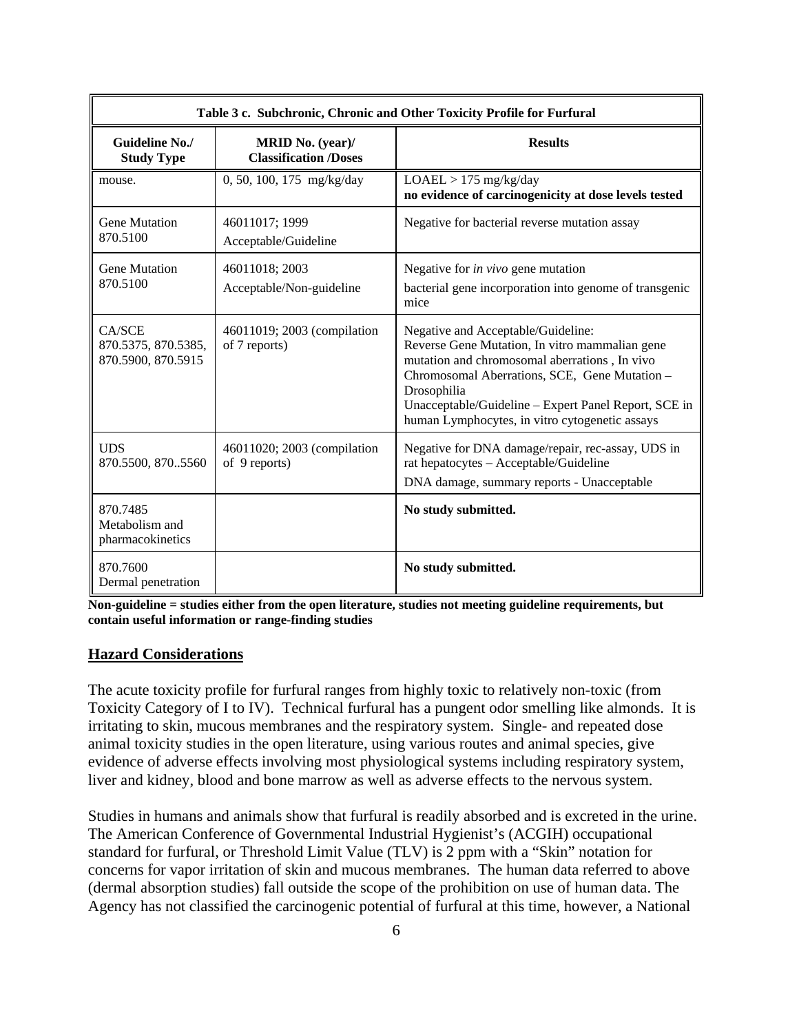| Table 3 c. Subchronic, Chronic and Other Toxicity Profile for Furfural | | |
|---|---|---|
| **Guideline No./ Study Type** | **MRID No. (year)/ Classification /Doses** | **Results** |
| mouse. | 0, 50, 100, 175 mg/kg/day | LOAEL > 175 mg/kg/day **no evidence of carcinogenicity at dose levels tested** |
| Gene Mutation 870.5100 | 46011017; 1999 Acceptable/Guideline | Negative for bacterial reverse mutation assay |
| Gene Mutation 870.5100 | 46011018; 2003 Acceptable/Non-guideline | Negative for *in vivo* gene mutation bacterial gene incorporation into genome of transgenic mice |
| CA/SCE 870.5375, 870.5385, 870.5900, 870.5915 | 46011019; 2003 (compilation of 7 reports) | Negative and Acceptable/Guideline: Reverse Gene Mutation, In vitro mammalian gene mutation and chromosomal aberrations , In vivo Chromosomal Aberrations, SCE, Gene Mutation – Drosophilia Unacceptable/Guideline – Expert Panel Report, SCE in human Lymphocytes, in vitro cytogenetic assays |
| UDS 870.5500, 870..5560 | 46011020; 2003 (compilation of 9 reports) | Negative for DNA damage/repair, rec-assay, UDS in rat hepatocytes – Acceptable/Guideline DNA damage, summary reports - Unacceptable |
| 870.7485 Metabolism and pharmacokinetics | | **No study submitted.** |
| 870.7600 Dermal penetration | | **No study submitted.** |

**Non-guideline = studies either from the open literature, studies not meeting guideline requirements, but contain useful information or range-finding studies**

## Hazard Considerations

The acute toxicity profile for furfural ranges from highly toxic to relatively non-toxic (from Toxicity Category of I to IV). Technical furfural has a pungent odor smelling like almonds. It is irritating to skin, mucous membranes and the respiratory system. Single- and repeated dose animal toxicity studies in the open literature, using various routes and animal species, give evidence of adverse effects involving most physiological systems including respiratory system, liver and kidney, blood and bone marrow as well as adverse effects to the nervous system.

Studies in humans and animals show that furfural is readily absorbed and is excreted in the urine. The American Conference of Governmental Industrial Hygienist's (ACGIH) occupational standard for furfural, or Threshold Limit Value (TLV) is 2 ppm with a "Skin" notation for concerns for vapor irritation of skin and mucous membranes. The human data referred to above (dermal absorption studies) fall outside the scope of the prohibition on use of human data. The Agency has not classified the carcinogenic potential of furfural at this time, however, a National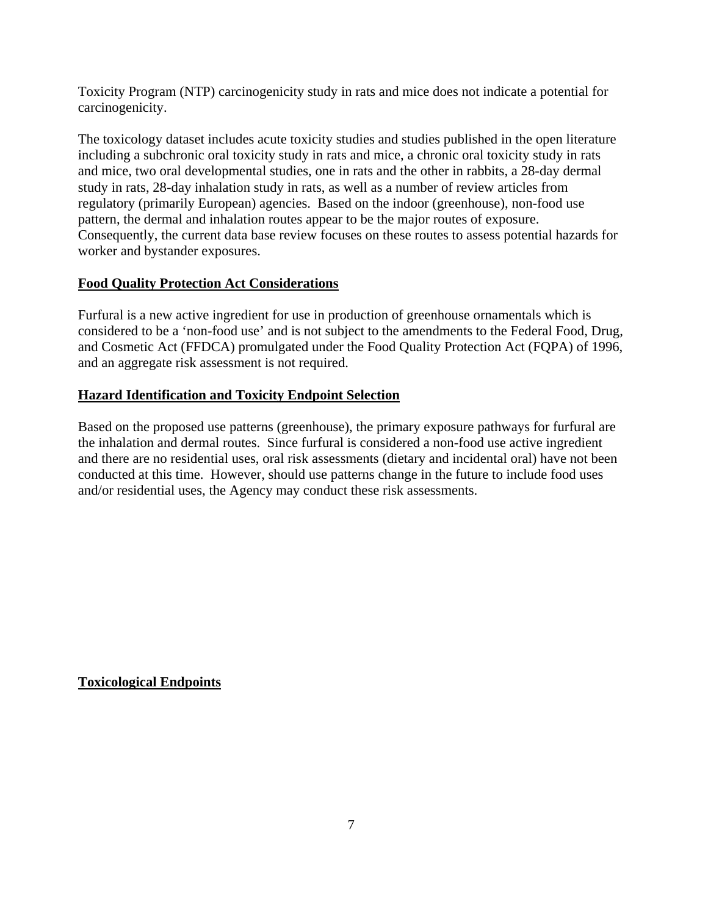Toxicity Program (NTP) carcinogenicity study in rats and mice does not indicate a potential for carcinogenicity.

The toxicology dataset includes acute toxicity studies and studies published in the open literature including a subchronic oral toxicity study in rats and mice, a chronic oral toxicity study in rats and mice, two oral developmental studies, one in rats and the other in rabbits, a 28-day dermal study in rats, 28-day inhalation study in rats, as well as a number of review articles from regulatory (primarily European) agencies. Based on the indoor (greenhouse), non-food use pattern, the dermal and inhalation routes appear to be the major routes of exposure. Consequently, the current data base review focuses on these routes to assess potential hazards for worker and bystander exposures.

**Food Quality Protection Act Considerations**

Furfural is a new active ingredient for use in production of greenhouse ornamentals which is considered to be a 'non-food use' and is not subject to the amendments to the Federal Food, Drug, and Cosmetic Act (FFDCA) promulgated under the Food Quality Protection Act (FQPA) of 1996, and an aggregate risk assessment is not required.

**Hazard Identification and Toxicity Endpoint Selection**

Based on the proposed use patterns (greenhouse), the primary exposure pathways for furfural are the inhalation and dermal routes. Since furfural is considered a non-food use active ingredient and there are no residential uses, oral risk assessments (dietary and incidental oral) have not been conducted at this time. However, should use patterns change in the future to include food uses and/or residential uses, the Agency may conduct these risk assessments.

**Toxicological Endpoints**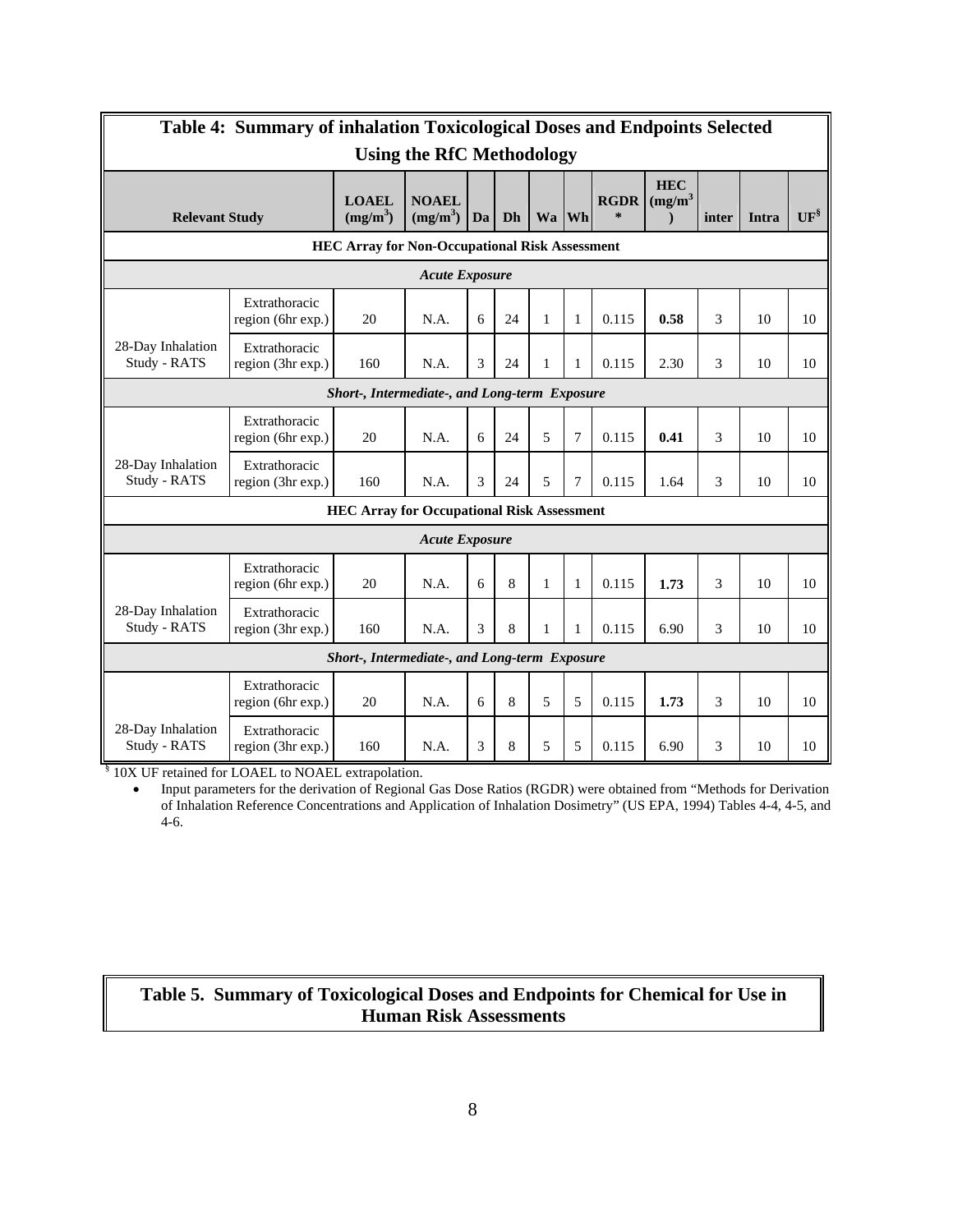## Table 4: Summary of inhalation Toxicological Doses and Endpoints Selected Using the RfC Methodology

| Relevant Study | | LOAEL ($mg/m^3$) | NOAEL ($mg/m^3$) | Da | Dh | Wa | Wh | RGDR * | HEC ($mg/m^3$) | inter | Intra | UF[§] |
|---|---|---|---|---|---|---|---|---|---|---|---|---|
| **HEC Array for Non-Occupational Risk Assessment** | | | | | | | | | | | | |
| ***Acute Exposure*** | | | | | | | | | | | | |
| 28-Day Inhalation Study - RATS | Extrathoracic region (6hr exp.) | 20 | N.A. | 6 | 24 | 1 | 1 | 0.115 | **0.58** | 3 | 10 | 10 |
| | Extrathoracic region (3hr exp.) | 160 | N.A. | 3 | 24 | 1 | 1 | 0.115 | 2.30 | 3 | 10 | 10 |
| ***Short-, Intermediate-, and Long-term Exposure*** | | | | | | | | | | | | |
| 28-Day Inhalation Study - RATS | Extrathoracic region (6hr exp.) | 20 | N.A. | 6 | 24 | 5 | 7 | 0.115 | **0.41** | 3 | 10 | 10 |
| | Extrathoracic region (3hr exp.) | 160 | N.A. | 3 | 24 | 5 | 7 | 0.115 | 1.64 | 3 | 10 | 10 |
| **HEC Array for Occupational Risk Assessment** | | | | | | | | | | | | |
| ***Acute Exposure*** | | | | | | | | | | | | |
| 28-Day Inhalation Study - RATS | Extrathoracic region (6hr exp.) | 20 | N.A. | 6 | 8 | 1 | 1 | 0.115 | **1.73** | 3 | 10 | 10 |
| | Extrathoracic region (3hr exp.) | 160 | N.A. | 3 | 8 | 1 | 1 | 0.115 | 6.90 | 3 | 10 | 10 |
| ***Short-, Intermediate-, and Long-term Exposure*** | | | | | | | | | | | | |
| 28-Day Inhalation Study - RATS | Extrathoracic region (6hr exp.) | 20 | N.A. | 6 | 8 | 5 | 5 | 0.115 | **1.73** | 3 | 10 | 10 |
| | Extrathoracic region (3hr exp.) | 160 | N.A. | 3 | 8 | 5 | 5 | 0.115 | 6.90 | 3 | 10 | 10 |

[§] 10X UF retained for LOAEL to NOAEL extrapolation.

- Input parameters for the derivation of Regional Gas Dose Ratios (RGDR) were obtained from "Methods for Derivation of Inhalation Reference Concentrations and Application of Inhalation Dosimetry" (US EPA, 1994) Tables 4-4, 4-5, and 4-6.

## Table 5. Summary of Toxicological Doses and Endpoints for Chemical for Use in Human Risk Assessments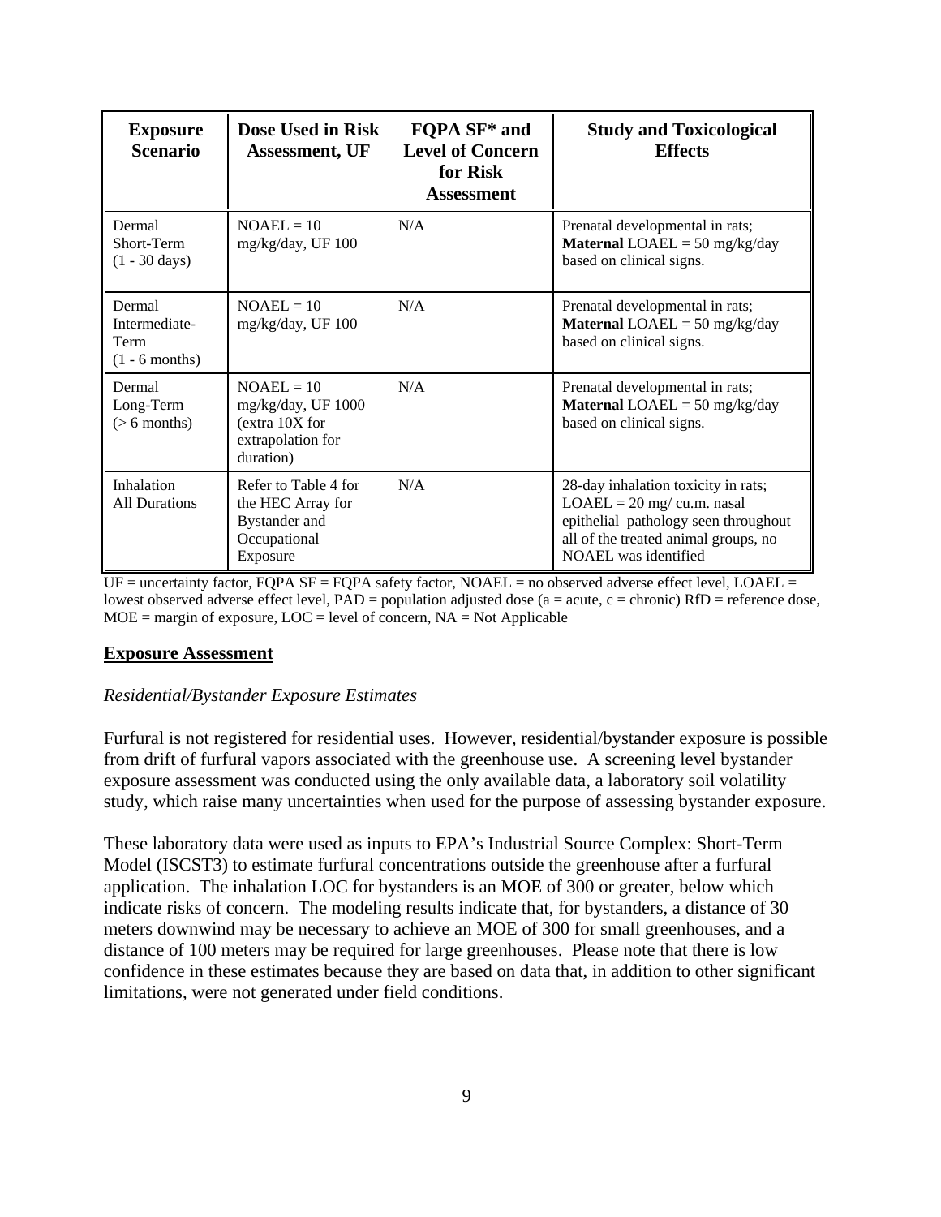| Exposure Scenario | Dose Used in Risk Assessment, UF | FQPA SF* and Level of Concern for Risk Assessment | Study and Toxicological Effects |
|---|---|---|---|
| Dermal Short-Term (1 - 30 days) | NOAEL = 10 mg/kg/day, UF 100 | N/A | Prenatal developmental in rats; **Maternal** LOAEL = 50 mg/kg/day based on clinical signs. |
| Dermal Intermediate-Term (1 - 6 months) | NOAEL = 10 mg/kg/day, UF 100 | N/A | Prenatal developmental in rats; **Maternal** LOAEL = 50 mg/kg/day based on clinical signs. |
| Dermal Long-Term (> 6 months) | NOAEL = 10 mg/kg/day, UF 1000 (extra 10X for extrapolation for duration) | N/A | Prenatal developmental in rats; **Maternal** LOAEL = 50 mg/kg/day based on clinical signs. |
| Inhalation All Durations | Refer to Table 4 for the HEC Array for Bystander and Occupational Exposure | N/A | 28-day inhalation toxicity in rats; LOAEL = 20 mg/ cu.m. nasal epithelial pathology seen throughout all of the treated animal groups, no NOAEL was identified |

UF = uncertainty factor, FQPA SF = FQPA safety factor, NOAEL = no observed adverse effect level, LOAEL = lowest observed adverse effect level, PAD = population adjusted dose (a = acute, c = chronic) RfD = reference dose, MOE = margin of exposure, LOC = level of concern, NA = Not Applicable

## Exposure Assessment

*Residential/Bystander Exposure Estimates*

Furfural is not registered for residential uses. However, residential/bystander exposure is possible from drift of furfural vapors associated with the greenhouse use. A screening level bystander exposure assessment was conducted using the only available data, a laboratory soil volatility study, which raise many uncertainties when used for the purpose of assessing bystander exposure.

These laboratory data were used as inputs to EPA's Industrial Source Complex: Short-Term Model (ISCST3) to estimate furfural concentrations outside the greenhouse after a furfural application. The inhalation LOC for bystanders is an MOE of 300 or greater, below which indicate risks of concern. The modeling results indicate that, for bystanders, a distance of 30 meters downwind may be necessary to achieve an MOE of 300 for small greenhouses, and a distance of 100 meters may be required for large greenhouses. Please note that there is low confidence in these estimates because they are based on data that, in addition to other significant limitations, were not generated under field conditions.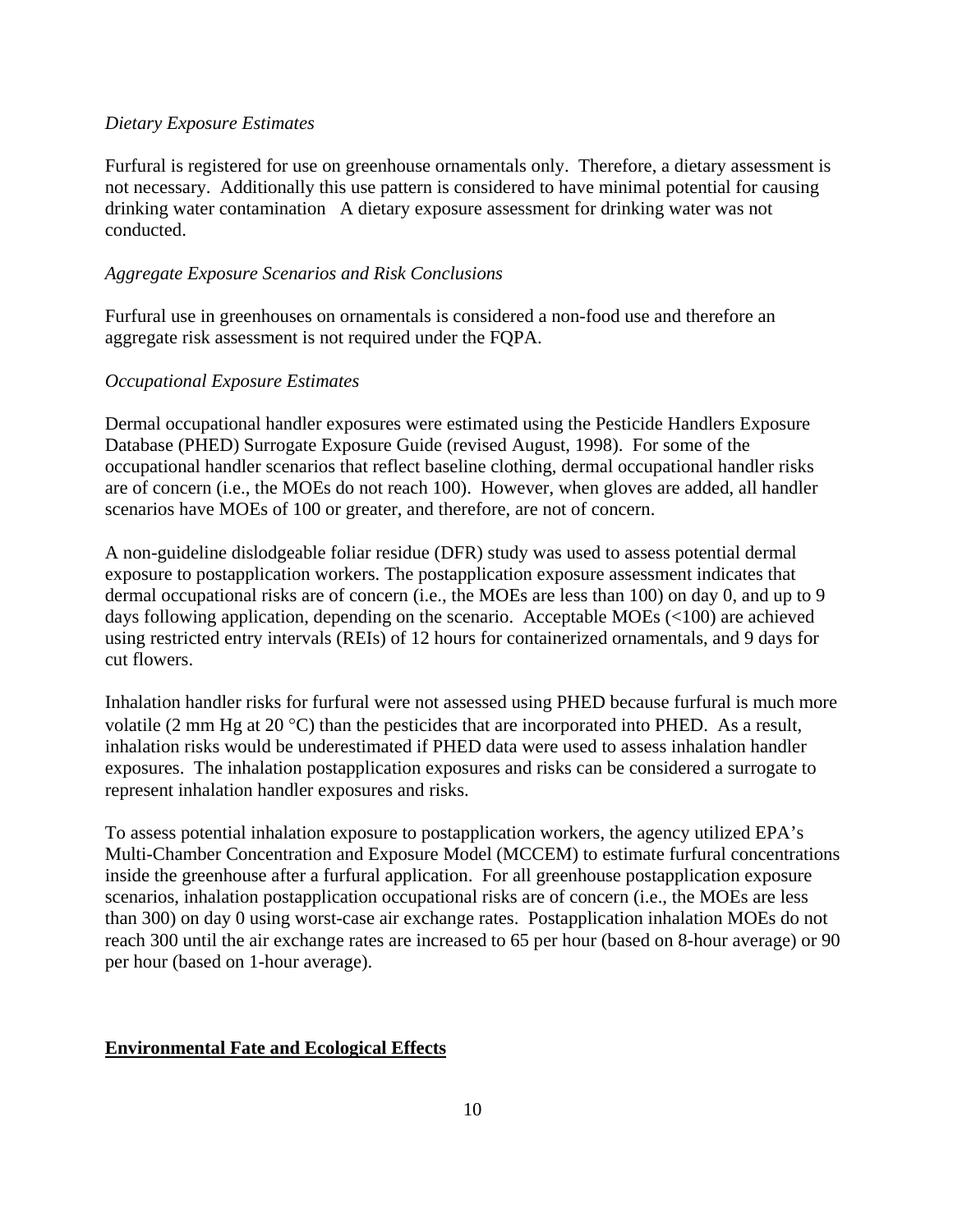*Dietary Exposure Estimates*

Furfural is registered for use on greenhouse ornamentals only. Therefore, a dietary assessment is not necessary. Additionally this use pattern is considered to have minimal potential for causing drinking water contamination A dietary exposure assessment for drinking water was not conducted.

*Aggregate Exposure Scenarios and Risk Conclusions*

Furfural use in greenhouses on ornamentals is considered a non-food use and therefore an aggregate risk assessment is not required under the FQPA.

*Occupational Exposure Estimates*

Dermal occupational handler exposures were estimated using the Pesticide Handlers Exposure Database (PHED) Surrogate Exposure Guide (revised August, 1998). For some of the occupational handler scenarios that reflect baseline clothing, dermal occupational handler risks are of concern (i.e., the MOEs do not reach 100). However, when gloves are added, all handler scenarios have MOEs of 100 or greater, and therefore, are not of concern.

A non-guideline dislodgeable foliar residue (DFR) study was used to assess potential dermal exposure to postapplication workers. The postapplication exposure assessment indicates that dermal occupational risks are of concern (i.e., the MOEs are less than 100) on day 0, and up to 9 days following application, depending on the scenario. Acceptable MOEs (<100) are achieved using restricted entry intervals (REIs) of 12 hours for containerized ornamentals, and 9 days for cut flowers.

Inhalation handler risks for furfural were not assessed using PHED because furfural is much more volatile (2 mm Hg at 20 °C) than the pesticides that are incorporated into PHED. As a result, inhalation risks would be underestimated if PHED data were used to assess inhalation handler exposures. The inhalation postapplication exposures and risks can be considered a surrogate to represent inhalation handler exposures and risks.

To assess potential inhalation exposure to postapplication workers, the agency utilized EPA's Multi-Chamber Concentration and Exposure Model (MCCEM) to estimate furfural concentrations inside the greenhouse after a furfural application. For all greenhouse postapplication exposure scenarios, inhalation postapplication occupational risks are of concern (i.e., the MOEs are less than 300) on day 0 using worst-case air exchange rates. Postapplication inhalation MOEs do not reach 300 until the air exchange rates are increased to 65 per hour (based on 8-hour average) or 90 per hour (based on 1-hour average).

## **Environmental Fate and Ecological Effects**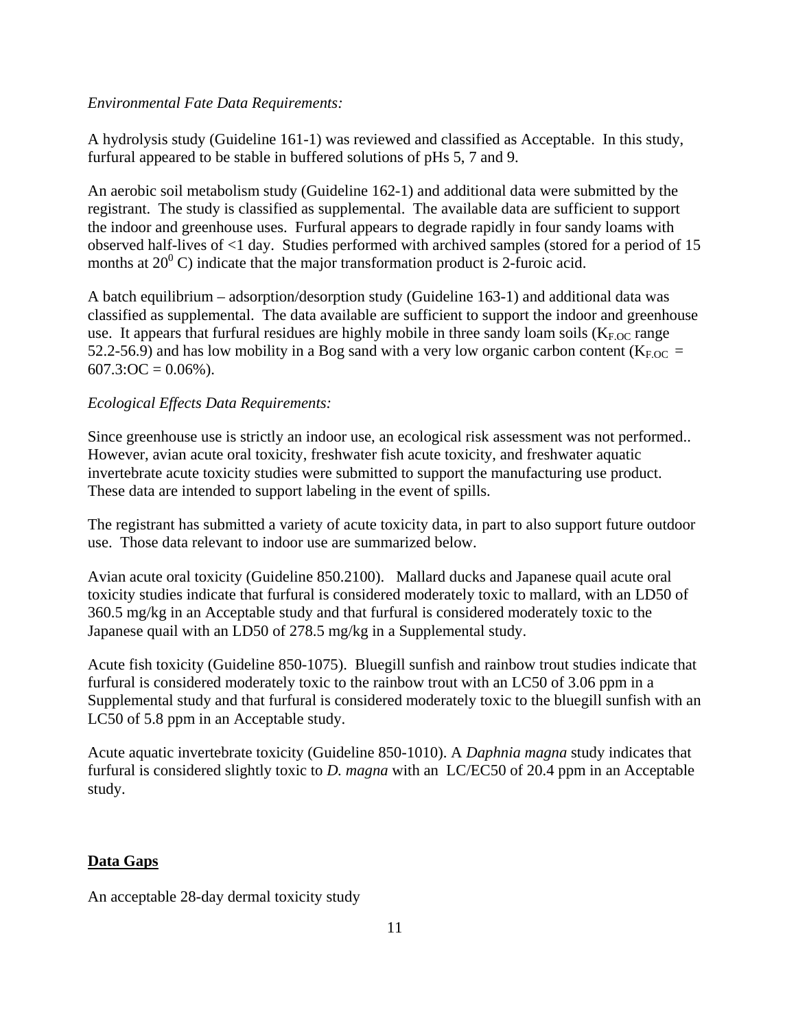*Environmental Fate Data Requirements:*

A hydrolysis study (Guideline 161-1) was reviewed and classified as Acceptable. In this study, furfural appeared to be stable in buffered solutions of pHs 5, 7 and 9.

An aerobic soil metabolism study (Guideline 162-1) and additional data were submitted by the registrant. The study is classified as supplemental. The available data are sufficient to support the indoor and greenhouse uses. Furfural appears to degrade rapidly in four sandy loams with observed half-lives of <1 day. Studies performed with archived samples (stored for a period of 15 months at $20^0$ C) indicate that the major transformation product is 2-furoic acid.

A batch equilibrium – adsorption/desorption study (Guideline 163-1) and additional data was classified as supplemental. The data available are sufficient to support the indoor and greenhouse use. It appears that furfural residues are highly mobile in three sandy loam soils ($K_{F.OC}$ range 52.2-56.9) and has low mobility in a Bog sand with a very low organic carbon content ($K_{F.OC}$ = 607.3:OC = 0.06%).

*Ecological Effects Data Requirements:*

Since greenhouse use is strictly an indoor use, an ecological risk assessment was not performed.. However, avian acute oral toxicity, freshwater fish acute toxicity, and freshwater aquatic invertebrate acute toxicity studies were submitted to support the manufacturing use product. These data are intended to support labeling in the event of spills.

The registrant has submitted a variety of acute toxicity data, in part to also support future outdoor use. Those data relevant to indoor use are summarized below.

Avian acute oral toxicity (Guideline 850.2100). Mallard ducks and Japanese quail acute oral toxicity studies indicate that furfural is considered moderately toxic to mallard, with an LD50 of 360.5 mg/kg in an Acceptable study and that furfural is considered moderately toxic to the Japanese quail with an LD50 of 278.5 mg/kg in a Supplemental study.

Acute fish toxicity (Guideline 850-1075). Bluegill sunfish and rainbow trout studies indicate that furfural is considered moderately toxic to the rainbow trout with an LC50 of 3.06 ppm in a Supplemental study and that furfural is considered moderately toxic to the bluegill sunfish with an LC50 of 5.8 ppm in an Acceptable study.

Acute aquatic invertebrate toxicity (Guideline 850-1010). A *Daphnia magna* study indicates that furfural is considered slightly toxic to *D. magna* with an LC/EC50 of 20.4 ppm in an Acceptable study.

**Data Gaps**

An acceptable 28-day dermal toxicity study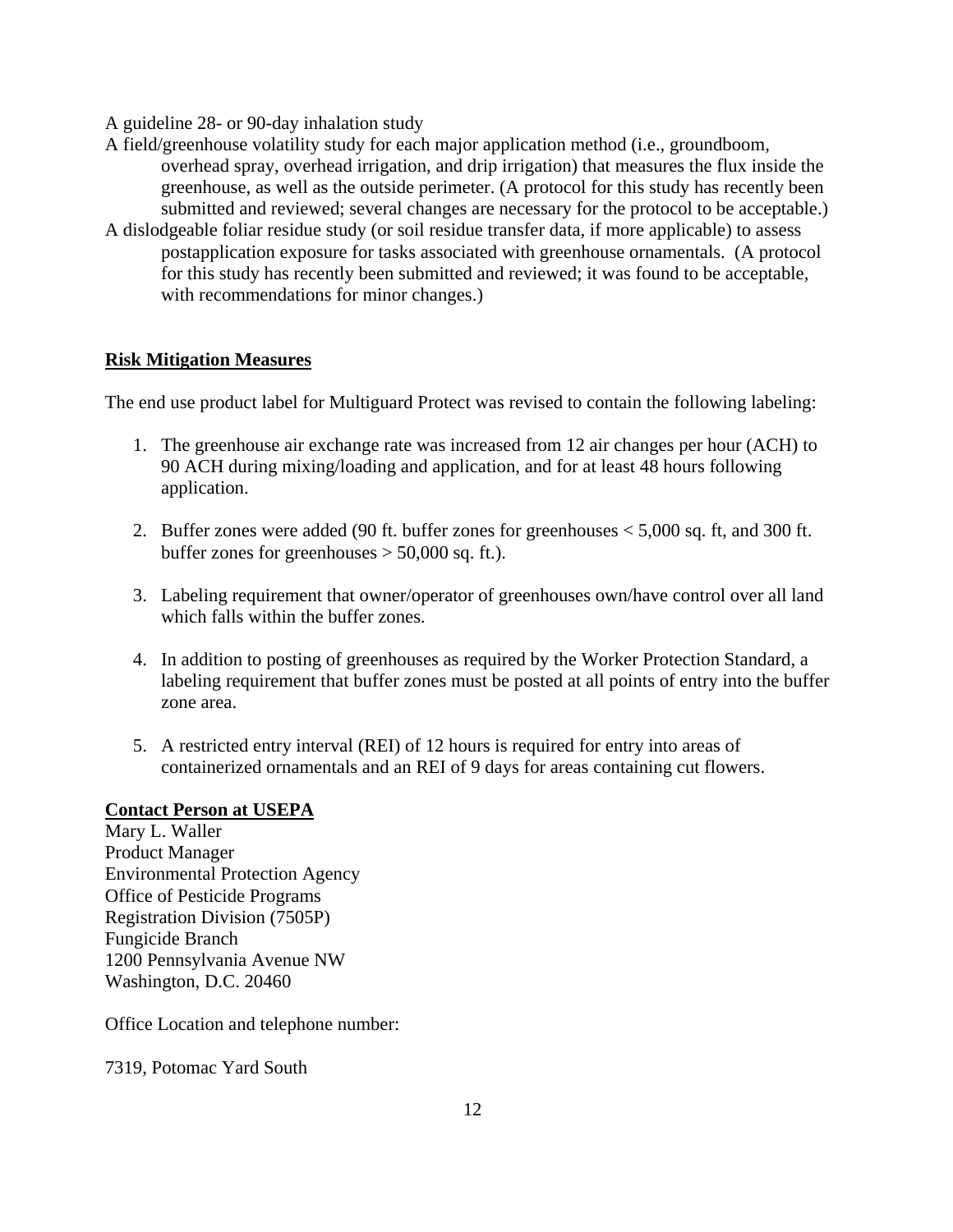A guideline 28- or 90-day inhalation study

A field/greenhouse volatility study for each major application method (i.e., groundboom, overhead spray, overhead irrigation, and drip irrigation) that measures the flux inside the greenhouse, as well as the outside perimeter. (A protocol for this study has recently been submitted and reviewed; several changes are necessary for the protocol to be acceptable.)

A dislodgeable foliar residue study (or soil residue transfer data, if more applicable) to assess postapplication exposure for tasks associated with greenhouse ornamentals. (A protocol for this study has recently been submitted and reviewed; it was found to be acceptable, with recommendations for minor changes.)

**Risk Mitigation Measures**

The end use product label for Multiguard Protect was revised to contain the following labeling:

1. The greenhouse air exchange rate was increased from 12 air changes per hour (ACH) to 90 ACH during mixing/loading and application, and for at least 48 hours following application.

2. Buffer zones were added (90 ft. buffer zones for greenhouses < 5,000 sq. ft, and 300 ft. buffer zones for greenhouses > 50,000 sq. ft.).

3. Labeling requirement that owner/operator of greenhouses own/have control over all land which falls within the buffer zones.

4. In addition to posting of greenhouses as required by the Worker Protection Standard, a labeling requirement that buffer zones must be posted at all points of entry into the buffer zone area.

5. A restricted entry interval (REI) of 12 hours is required for entry into areas of containerized ornamentals and an REI of 9 days for areas containing cut flowers.

**Contact Person at USEPA**

Mary L. Waller
Product Manager
Environmental Protection Agency
Office of Pesticide Programs
Registration Division (7505P)
Fungicide Branch
1200 Pennsylvania Avenue NW
Washington, D.C. 20460

Office Location and telephone number:

7319, Potomac Yard South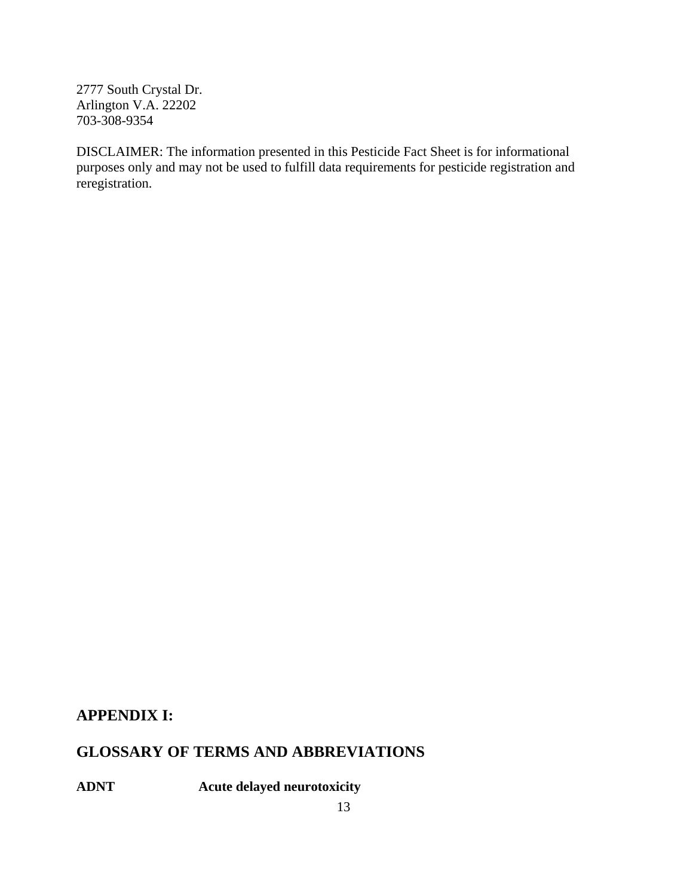2777 South Crystal Dr.
Arlington V.A. 22202
703-308-9354

DISCLAIMER: The information presented in this Pesticide Fact Sheet is for informational purposes only and may not be used to fulfill data requirements for pesticide registration and reregistration.

## APPENDIX I:

## GLOSSARY OF TERMS AND ABBREVIATIONS

| | |
|---|---|
| **ADNT** | **Acute delayed neurotoxicity** |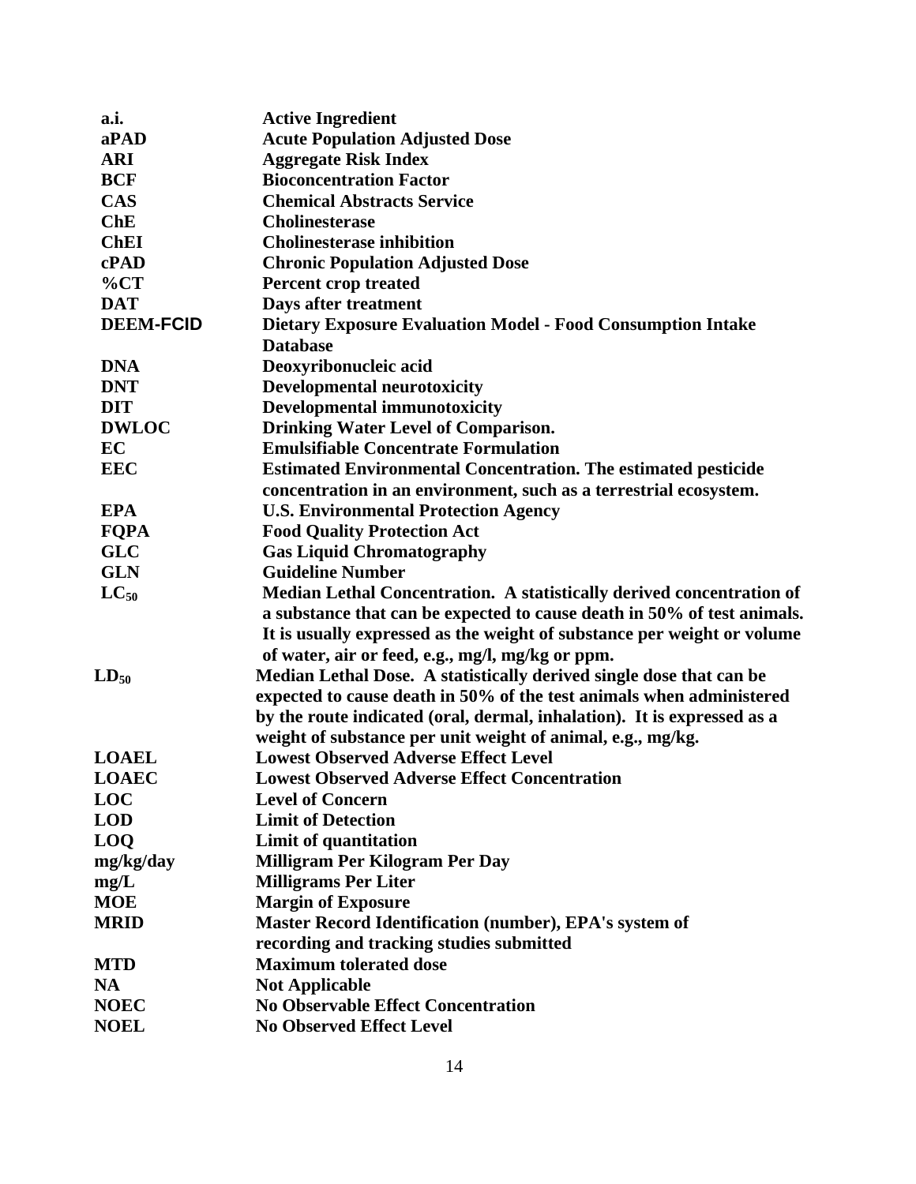| | |
|---|---|
| **a.i.** | **Active Ingredient** |
| **aPAD** | **Acute Population Adjusted Dose** |
| **ARI** | **Aggregate Risk Index** |
| **BCF** | **Bioconcentration Factor** |
| **CAS** | **Chemical Abstracts Service** |
| **ChE** | **Cholinesterase** |
| **ChEI** | **Cholinesterase inhibition** |
| **cPAD** | **Chronic Population Adjusted Dose** |
| **%CT** | **Percent crop treated** |
| **DAT** | **Days after treatment** |
| **DEEM-FCID** | **Dietary Exposure Evaluation Model - Food Consumption Intake Database** |
| **DNA** | **Deoxyribonucleic acid** |
| **DNT** | **Developmental neurotoxicity** |
| **DIT** | **Developmental immunotoxicity** |
| **DWLOC** | **Drinking Water Level of Comparison.** |
| **EC** | **Emulsifiable Concentrate Formulation** |
| **EEC** | **Estimated Environmental Concentration. The estimated pesticide concentration in an environment, such as a terrestrial ecosystem.** |
| **EPA** | **U.S. Environmental Protection Agency** |
| **FQPA** | **Food Quality Protection Act** |
| **GLC** | **Gas Liquid Chromatography** |
| **GLN** | **Guideline Number** |
| **$LC_{50}$** | **Median Lethal Concentration. A statistically derived concentration of a substance that can be expected to cause death in 50% of test animals. It is usually expressed as the weight of substance per weight or volume of water, air or feed, e.g., mg/l, mg/kg or ppm.** |
| **$LD_{50}$** | **Median Lethal Dose. A statistically derived single dose that can be expected to cause death in 50% of the test animals when administered by the route indicated (oral, dermal, inhalation). It is expressed as a weight of substance per unit weight of animal, e.g., mg/kg.** |
| **LOAEL** | **Lowest Observed Adverse Effect Level** |
| **LOAEC** | **Lowest Observed Adverse Effect Concentration** |
| **LOC** | **Level of Concern** |
| **LOD** | **Limit of Detection** |
| **LOQ** | **Limit of quantitation** |
| **mg/kg/day** | **Milligram Per Kilogram Per Day** |
| **mg/L** | **Milligrams Per Liter** |
| **MOE** | **Margin of Exposure** |
| **MRID** | **Master Record Identification (number), EPA's system of recording and tracking studies submitted** |
| **MTD** | **Maximum tolerated dose** |
| **NA** | **Not Applicable** |
| **NOEC** | **No Observable Effect Concentration** |
| **NOEL** | **No Observed Effect Level** |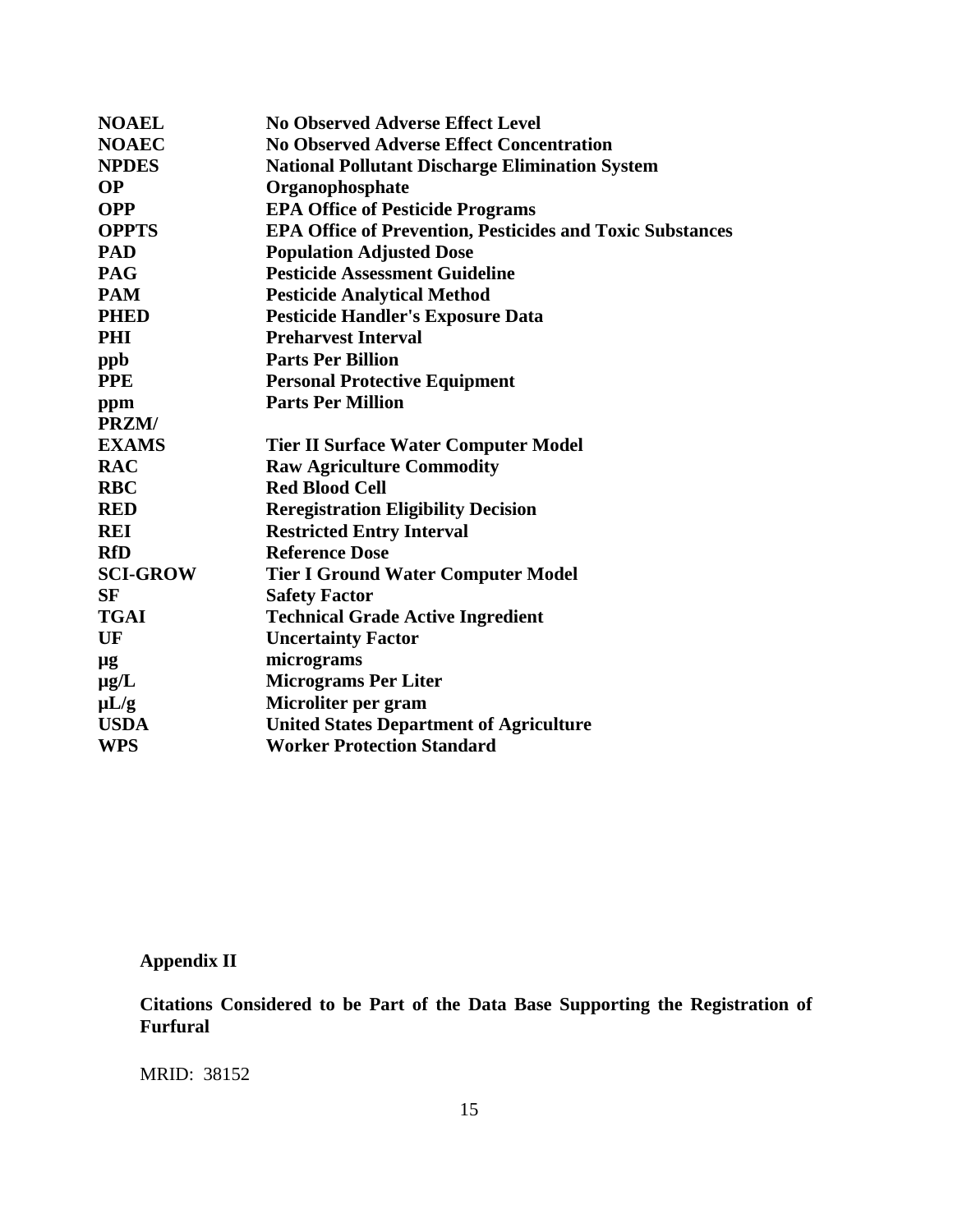| | |
|---|---|
| **NOAEL** | **No Observed Adverse Effect Level** |
| **NOAEC** | **No Observed Adverse Effect Concentration** |
| **NPDES** | **National Pollutant Discharge Elimination System** |
| **OP** | **Organophosphate** |
| **OPP** | **EPA Office of Pesticide Programs** |
| **OPPTS** | **EPA Office of Prevention, Pesticides and Toxic Substances** |
| **PAD** | **Population Adjusted Dose** |
| **PAG** | **Pesticide Assessment Guideline** |
| **PAM** | **Pesticide Analytical Method** |
| **PHED** | **Pesticide Handler's Exposure Data** |
| **PHI** | **Preharvest Interval** |
| **ppb** | **Parts Per Billion** |
| **PPE** | **Personal Protective Equipment** |
| **ppm** | **Parts Per Million** |
| **PRZM/ EXAMS** | **Tier II Surface Water Computer Model** |
| **RAC** | **Raw Agriculture Commodity** |
| **RBC** | **Red Blood Cell** |
| **RED** | **Reregistration Eligibility Decision** |
| **REI** | **Restricted Entry Interval** |
| **RfD** | **Reference Dose** |
| **SCI-GROW** | **Tier I Ground Water Computer Model** |
| **SF** | **Safety Factor** |
| **TGAI** | **Technical Grade Active Ingredient** |
| **UF** | **Uncertainty Factor** |
| **µg** | **micrograms** |
| **µg/L** | **Micrograms Per Liter** |
| **µL/g** | **Microliter per gram** |
| **USDA** | **United States Department of Agriculture** |
| **WPS** | **Worker Protection Standard** |

## Appendix II

**Citations Considered to be Part of the Data Base Supporting the Registration of Furfural**

MRID: 38152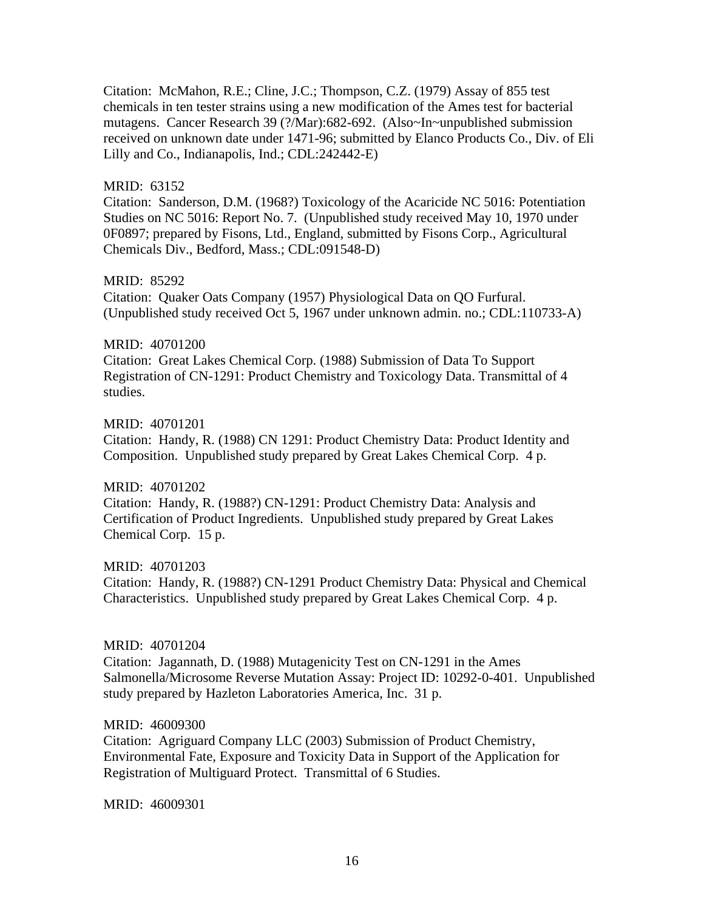Citation: McMahon, R.E.; Cline, J.C.; Thompson, C.Z. (1979) Assay of 855 test chemicals in ten tester strains using a new modification of the Ames test for bacterial mutagens. Cancer Research 39 (?/Mar):682-692. (Also~In~unpublished submission received on unknown date under 1471-96; submitted by Elanco Products Co., Div. of Eli Lilly and Co., Indianapolis, Ind.; CDL:242442-E)

MRID: 63152
Citation: Sanderson, D.M. (1968?) Toxicology of the Acaricide NC 5016: Potentiation Studies on NC 5016: Report No. 7. (Unpublished study received May 10, 1970 under 0F0897; prepared by Fisons, Ltd., England, submitted by Fisons Corp., Agricultural Chemicals Div., Bedford, Mass.; CDL:091548-D)

MRID: 85292
Citation: Quaker Oats Company (1957) Physiological Data on QO Furfural. (Unpublished study received Oct 5, 1967 under unknown admin. no.; CDL:110733-A)

MRID: 40701200
Citation: Great Lakes Chemical Corp. (1988) Submission of Data To Support Registration of CN-1291: Product Chemistry and Toxicology Data. Transmittal of 4 studies.

MRID: 40701201
Citation: Handy, R. (1988) CN 1291: Product Chemistry Data: Product Identity and Composition. Unpublished study prepared by Great Lakes Chemical Corp. 4 p.

MRID: 40701202
Citation: Handy, R. (1988?) CN-1291: Product Chemistry Data: Analysis and Certification of Product Ingredients. Unpublished study prepared by Great Lakes Chemical Corp. 15 p.

MRID: 40701203
Citation: Handy, R. (1988?) CN-1291 Product Chemistry Data: Physical and Chemical Characteristics. Unpublished study prepared by Great Lakes Chemical Corp. 4 p.

MRID: 40701204
Citation: Jagannath, D. (1988) Mutagenicity Test on CN-1291 in the Ames Salmonella/Microsome Reverse Mutation Assay: Project ID: 10292-0-401. Unpublished study prepared by Hazleton Laboratories America, Inc. 31 p.

MRID: 46009300
Citation: Agriguard Company LLC (2003) Submission of Product Chemistry, Environmental Fate, Exposure and Toxicity Data in Support of the Application for Registration of Multiguard Protect. Transmittal of 6 Studies.

MRID: 46009301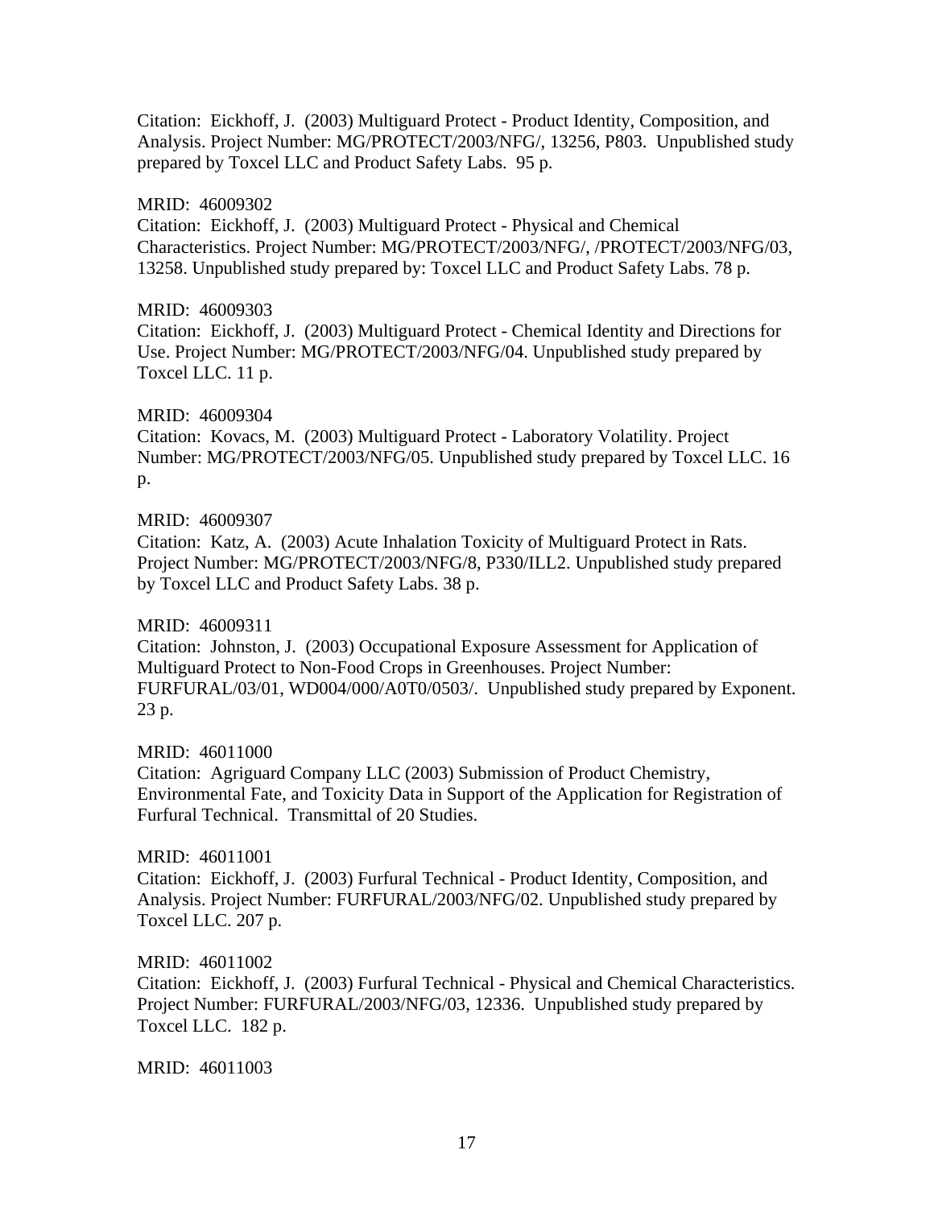Citation: Eickhoff, J. (2003) Multiguard Protect - Product Identity, Composition, and Analysis. Project Number: MG/PROTECT/2003/NFG/, 13256, P803. Unpublished study prepared by Toxcel LLC and Product Safety Labs. 95 p.

MRID: 46009302
Citation: Eickhoff, J. (2003) Multiguard Protect - Physical and Chemical Characteristics. Project Number: MG/PROTECT/2003/NFG/, /PROTECT/2003/NFG/03, 13258. Unpublished study prepared by: Toxcel LLC and Product Safety Labs. 78 p.

MRID: 46009303
Citation: Eickhoff, J. (2003) Multiguard Protect - Chemical Identity and Directions for Use. Project Number: MG/PROTECT/2003/NFG/04. Unpublished study prepared by Toxcel LLC. 11 p.

MRID: 46009304
Citation: Kovacs, M. (2003) Multiguard Protect - Laboratory Volatility. Project Number: MG/PROTECT/2003/NFG/05. Unpublished study prepared by Toxcel LLC. 16 p.

MRID: 46009307
Citation: Katz, A. (2003) Acute Inhalation Toxicity of Multiguard Protect in Rats. Project Number: MG/PROTECT/2003/NFG/8, P330/ILL2. Unpublished study prepared by Toxcel LLC and Product Safety Labs. 38 p.

MRID: 46009311
Citation: Johnston, J. (2003) Occupational Exposure Assessment for Application of Multiguard Protect to Non-Food Crops in Greenhouses. Project Number: FURFURAL/03/01, WD004/000/A0T0/0503/. Unpublished study prepared by Exponent. 23 p.

MRID: 46011000
Citation: Agriguard Company LLC (2003) Submission of Product Chemistry, Environmental Fate, and Toxicity Data in Support of the Application for Registration of Furfural Technical. Transmittal of 20 Studies.

MRID: 46011001
Citation: Eickhoff, J. (2003) Furfural Technical - Product Identity, Composition, and Analysis. Project Number: FURFURAL/2003/NFG/02. Unpublished study prepared by Toxcel LLC. 207 p.

MRID: 46011002
Citation: Eickhoff, J. (2003) Furfural Technical - Physical and Chemical Characteristics. Project Number: FURFURAL/2003/NFG/03, 12336. Unpublished study prepared by Toxcel LLC. 182 p.

MRID: 46011003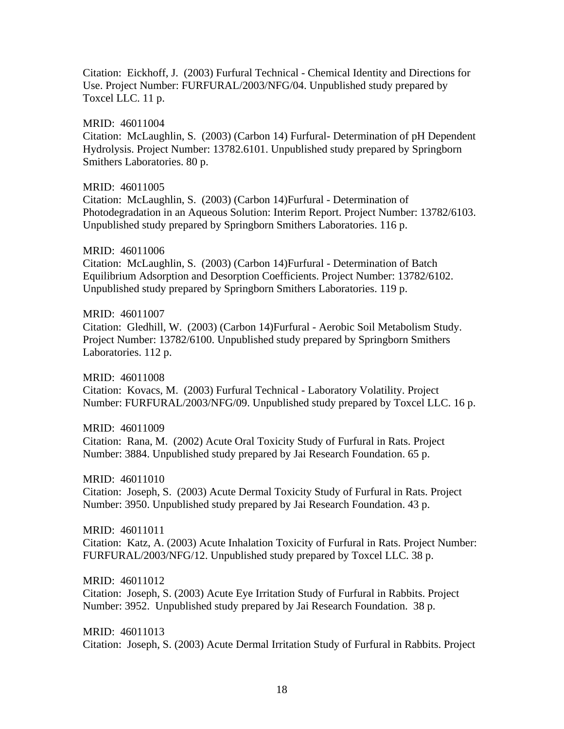Citation: Eickhoff, J. (2003) Furfural Technical - Chemical Identity and Directions for Use. Project Number: FURFURAL/2003/NFG/04. Unpublished study prepared by Toxcel LLC. 11 p.

MRID: 46011004
Citation: McLaughlin, S. (2003) (Carbon 14) Furfural- Determination of pH Dependent Hydrolysis. Project Number: 13782.6101. Unpublished study prepared by Springborn Smithers Laboratories. 80 p.

MRID: 46011005
Citation: McLaughlin, S. (2003) (Carbon 14)Furfural - Determination of Photodegradation in an Aqueous Solution: Interim Report. Project Number: 13782/6103. Unpublished study prepared by Springborn Smithers Laboratories. 116 p.

MRID: 46011006
Citation: McLaughlin, S. (2003) (Carbon 14)Furfural - Determination of Batch Equilibrium Adsorption and Desorption Coefficients. Project Number: 13782/6102. Unpublished study prepared by Springborn Smithers Laboratories. 119 p.

MRID: 46011007
Citation: Gledhill, W. (2003) (Carbon 14)Furfural - Aerobic Soil Metabolism Study. Project Number: 13782/6100. Unpublished study prepared by Springborn Smithers Laboratories. 112 p.

MRID: 46011008
Citation: Kovacs, M. (2003) Furfural Technical - Laboratory Volatility. Project Number: FURFURAL/2003/NFG/09. Unpublished study prepared by Toxcel LLC. 16 p.

MRID: 46011009
Citation: Rana, M. (2002) Acute Oral Toxicity Study of Furfural in Rats. Project Number: 3884. Unpublished study prepared by Jai Research Foundation. 65 p.

MRID: 46011010
Citation: Joseph, S. (2003) Acute Dermal Toxicity Study of Furfural in Rats. Project Number: 3950. Unpublished study prepared by Jai Research Foundation. 43 p.

MRID: 46011011
Citation: Katz, A. (2003) Acute Inhalation Toxicity of Furfural in Rats. Project Number: FURFURAL/2003/NFG/12. Unpublished study prepared by Toxcel LLC. 38 p.

MRID: 46011012
Citation: Joseph, S. (2003) Acute Eye Irritation Study of Furfural in Rabbits. Project Number: 3952. Unpublished study prepared by Jai Research Foundation. 38 p.

MRID: 46011013
Citation: Joseph, S. (2003) Acute Dermal Irritation Study of Furfural in Rabbits. Project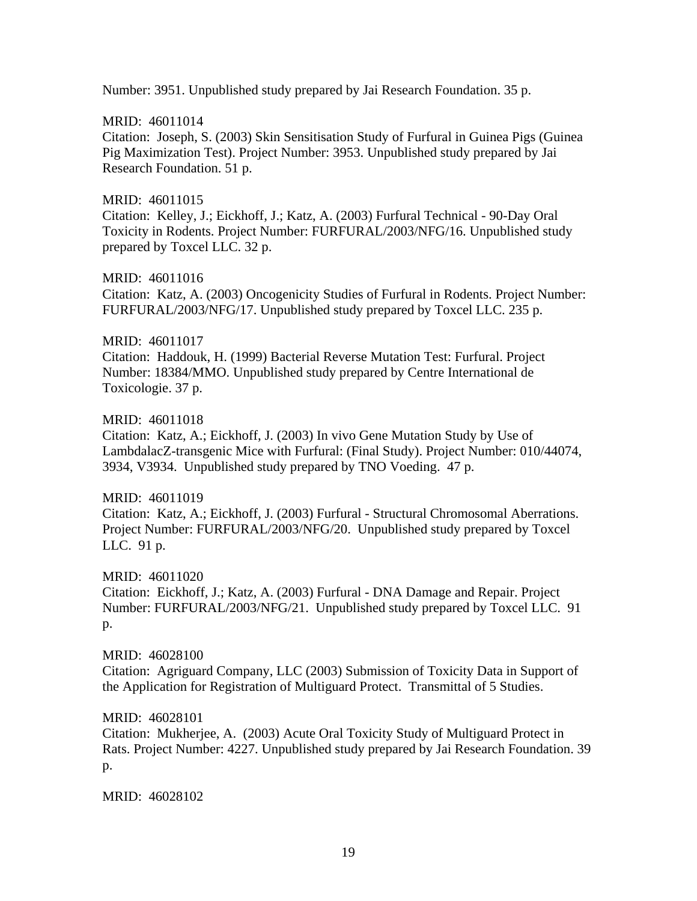Number: 3951. Unpublished study prepared by Jai Research Foundation. 35 p.

MRID: 46011014
Citation: Joseph, S. (2003) Skin Sensitisation Study of Furfural in Guinea Pigs (Guinea Pig Maximization Test). Project Number: 3953. Unpublished study prepared by Jai Research Foundation. 51 p.

MRID: 46011015
Citation: Kelley, J.; Eickhoff, J.; Katz, A. (2003) Furfural Technical - 90-Day Oral Toxicity in Rodents. Project Number: FURFURAL/2003/NFG/16. Unpublished study prepared by Toxcel LLC. 32 p.

MRID: 46011016
Citation: Katz, A. (2003) Oncogenicity Studies of Furfural in Rodents. Project Number: FURFURAL/2003/NFG/17. Unpublished study prepared by Toxcel LLC. 235 p.

MRID: 46011017
Citation: Haddouk, H. (1999) Bacterial Reverse Mutation Test: Furfural. Project Number: 18384/MMO. Unpublished study prepared by Centre International de Toxicologie. 37 p.

MRID: 46011018
Citation: Katz, A.; Eickhoff, J. (2003) In vivo Gene Mutation Study by Use of LambdalacZ-transgenic Mice with Furfural: (Final Study). Project Number: 010/44074, 3934, V3934. Unpublished study prepared by TNO Voeding. 47 p.

MRID: 46011019
Citation: Katz, A.; Eickhoff, J. (2003) Furfural - Structural Chromosomal Aberrations. Project Number: FURFURAL/2003/NFG/20. Unpublished study prepared by Toxcel LLC. 91 p.

MRID: 46011020
Citation: Eickhoff, J.; Katz, A. (2003) Furfural - DNA Damage and Repair. Project Number: FURFURAL/2003/NFG/21. Unpublished study prepared by Toxcel LLC. 91 p.

MRID: 46028100
Citation: Agriguard Company, LLC (2003) Submission of Toxicity Data in Support of the Application for Registration of Multiguard Protect. Transmittal of 5 Studies.

MRID: 46028101
Citation: Mukherjee, A. (2003) Acute Oral Toxicity Study of Multiguard Protect in Rats. Project Number: 4227. Unpublished study prepared by Jai Research Foundation. 39 p.

MRID: 46028102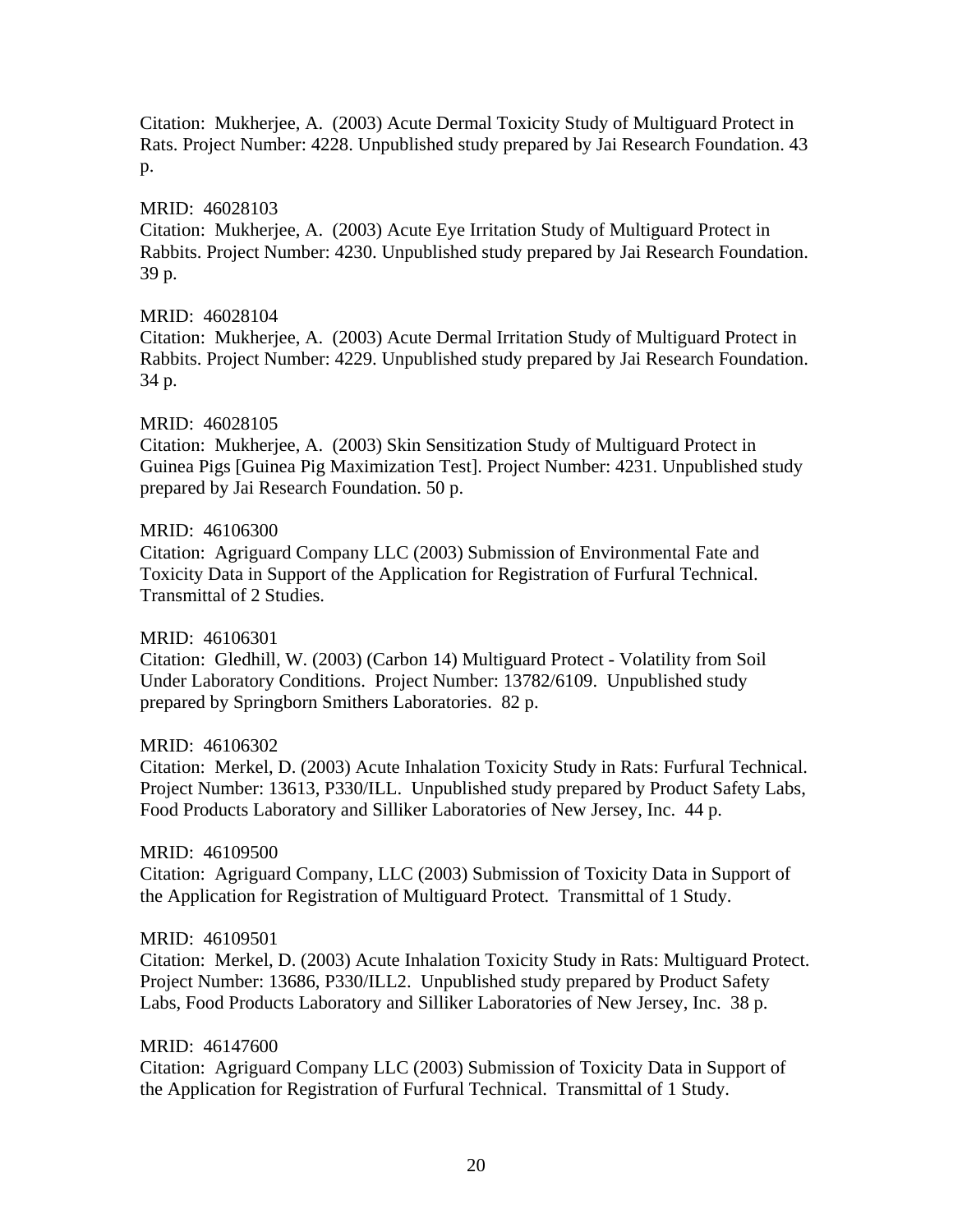Citation: Mukherjee, A. (2003) Acute Dermal Toxicity Study of Multiguard Protect in Rats. Project Number: 4228. Unpublished study prepared by Jai Research Foundation. 43 p.

MRID: 46028103
Citation: Mukherjee, A. (2003) Acute Eye Irritation Study of Multiguard Protect in Rabbits. Project Number: 4230. Unpublished study prepared by Jai Research Foundation. 39 p.

MRID: 46028104
Citation: Mukherjee, A. (2003) Acute Dermal Irritation Study of Multiguard Protect in Rabbits. Project Number: 4229. Unpublished study prepared by Jai Research Foundation. 34 p.

MRID: 46028105
Citation: Mukherjee, A. (2003) Skin Sensitization Study of Multiguard Protect in Guinea Pigs [Guinea Pig Maximization Test]. Project Number: 4231. Unpublished study prepared by Jai Research Foundation. 50 p.

MRID: 46106300
Citation: Agriguard Company LLC (2003) Submission of Environmental Fate and Toxicity Data in Support of the Application for Registration of Furfural Technical. Transmittal of 2 Studies.

MRID: 46106301
Citation: Gledhill, W. (2003) (Carbon 14) Multiguard Protect - Volatility from Soil Under Laboratory Conditions. Project Number: 13782/6109. Unpublished study prepared by Springborn Smithers Laboratories. 82 p.

MRID: 46106302
Citation: Merkel, D. (2003) Acute Inhalation Toxicity Study in Rats: Furfural Technical. Project Number: 13613, P330/ILL. Unpublished study prepared by Product Safety Labs, Food Products Laboratory and Silliker Laboratories of New Jersey, Inc. 44 p.

MRID: 46109500
Citation: Agriguard Company, LLC (2003) Submission of Toxicity Data in Support of the Application for Registration of Multiguard Protect. Transmittal of 1 Study.

MRID: 46109501
Citation: Merkel, D. (2003) Acute Inhalation Toxicity Study in Rats: Multiguard Protect. Project Number: 13686, P330/ILL2. Unpublished study prepared by Product Safety Labs, Food Products Laboratory and Silliker Laboratories of New Jersey, Inc. 38 p.

MRID: 46147600
Citation: Agriguard Company LLC (2003) Submission of Toxicity Data in Support of the Application for Registration of Furfural Technical. Transmittal of 1 Study.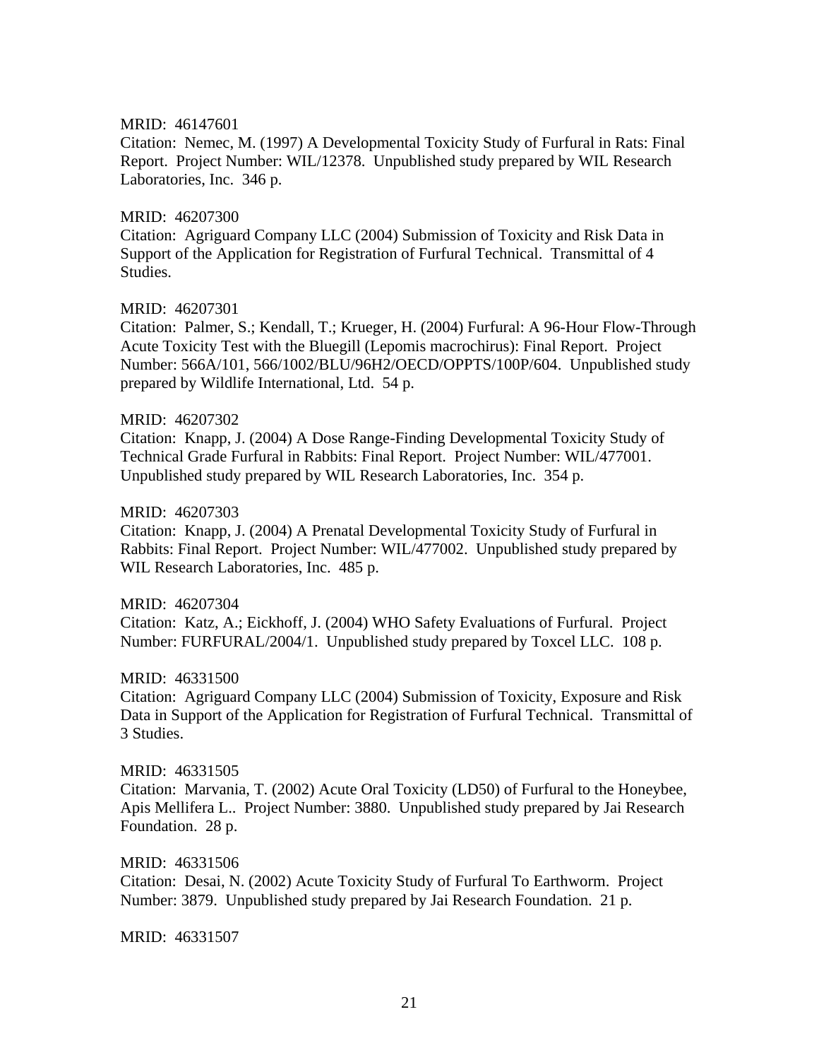MRID: 46147601
Citation: Nemec, M. (1997) A Developmental Toxicity Study of Furfural in Rats: Final Report. Project Number: WIL/12378. Unpublished study prepared by WIL Research Laboratories, Inc. 346 p.

MRID: 46207300
Citation: Agriguard Company LLC (2004) Submission of Toxicity and Risk Data in Support of the Application for Registration of Furfural Technical. Transmittal of 4 Studies.

MRID: 46207301
Citation: Palmer, S.; Kendall, T.; Krueger, H. (2004) Furfural: A 96-Hour Flow-Through Acute Toxicity Test with the Bluegill (Lepomis macrochirus): Final Report. Project Number: 566A/101, 566/1002/BLU/96H2/OECD/OPPTS/100P/604. Unpublished study prepared by Wildlife International, Ltd. 54 p.

MRID: 46207302
Citation: Knapp, J. (2004) A Dose Range-Finding Developmental Toxicity Study of Technical Grade Furfural in Rabbits: Final Report. Project Number: WIL/477001. Unpublished study prepared by WIL Research Laboratories, Inc. 354 p.

MRID: 46207303
Citation: Knapp, J. (2004) A Prenatal Developmental Toxicity Study of Furfural in Rabbits: Final Report. Project Number: WIL/477002. Unpublished study prepared by WIL Research Laboratories, Inc. 485 p.

MRID: 46207304
Citation: Katz, A.; Eickhoff, J. (2004) WHO Safety Evaluations of Furfural. Project Number: FURFURAL/2004/1. Unpublished study prepared by Toxcel LLC. 108 p.

MRID: 46331500
Citation: Agriguard Company LLC (2004) Submission of Toxicity, Exposure and Risk Data in Support of the Application for Registration of Furfural Technical. Transmittal of 3 Studies.

MRID: 46331505
Citation: Marvania, T. (2002) Acute Oral Toxicity (LD50) of Furfural to the Honeybee, Apis Mellifera L.. Project Number: 3880. Unpublished study prepared by Jai Research Foundation. 28 p.

MRID: 46331506
Citation: Desai, N. (2002) Acute Toxicity Study of Furfural To Earthworm. Project Number: 3879. Unpublished study prepared by Jai Research Foundation. 21 p.

MRID: 46331507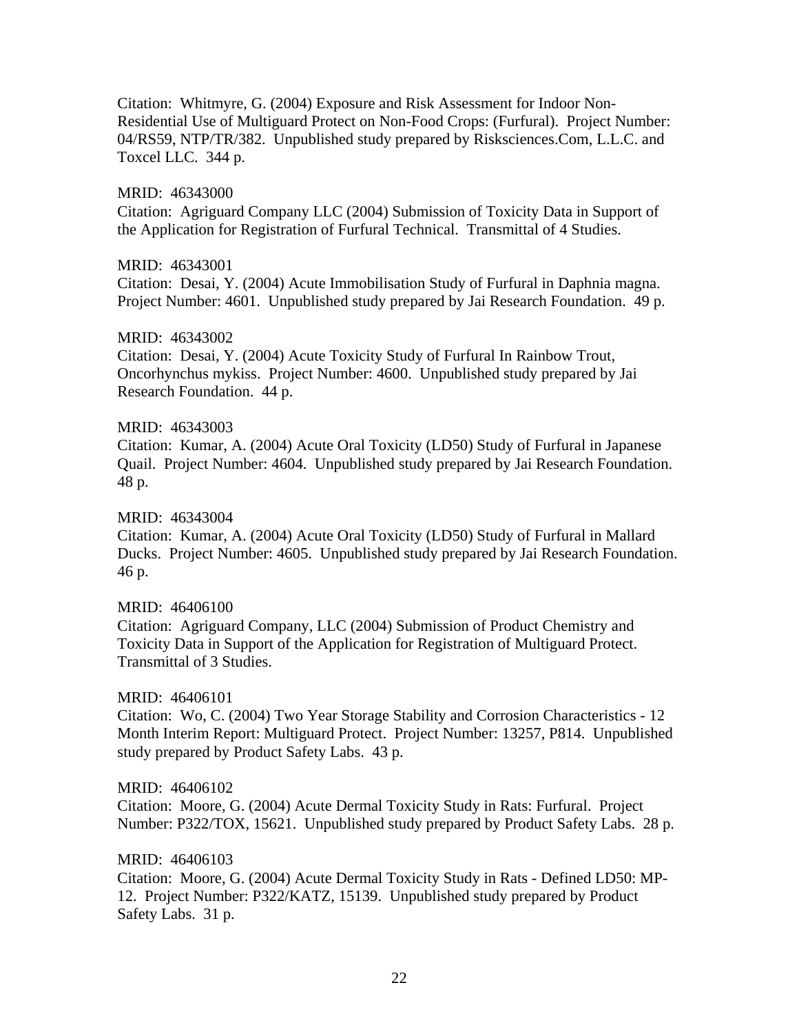Citation: Whitmyre, G. (2004) Exposure and Risk Assessment for Indoor Non-Residential Use of Multiguard Protect on Non-Food Crops: (Furfural). Project Number: 04/RS59, NTP/TR/382. Unpublished study prepared by Risksciences.Com, L.L.C. and Toxcel LLC. 344 p.

MRID: 46343000
Citation: Agriguard Company LLC (2004) Submission of Toxicity Data in Support of the Application for Registration of Furfural Technical. Transmittal of 4 Studies.

MRID: 46343001
Citation: Desai, Y. (2004) Acute Immobilisation Study of Furfural in Daphnia magna. Project Number: 4601. Unpublished study prepared by Jai Research Foundation. 49 p.

MRID: 46343002
Citation: Desai, Y. (2004) Acute Toxicity Study of Furfural In Rainbow Trout, Oncorhynchus mykiss. Project Number: 4600. Unpublished study prepared by Jai Research Foundation. 44 p.

MRID: 46343003
Citation: Kumar, A. (2004) Acute Oral Toxicity (LD50) Study of Furfural in Japanese Quail. Project Number: 4604. Unpublished study prepared by Jai Research Foundation. 48 p.

MRID: 46343004
Citation: Kumar, A. (2004) Acute Oral Toxicity (LD50) Study of Furfural in Mallard Ducks. Project Number: 4605. Unpublished study prepared by Jai Research Foundation. 46 p.

MRID: 46406100
Citation: Agriguard Company, LLC (2004) Submission of Product Chemistry and Toxicity Data in Support of the Application for Registration of Multiguard Protect. Transmittal of 3 Studies.

MRID: 46406101
Citation: Wo, C. (2004) Two Year Storage Stability and Corrosion Characteristics - 12 Month Interim Report: Multiguard Protect. Project Number: 13257, P814. Unpublished study prepared by Product Safety Labs. 43 p.

MRID: 46406102
Citation: Moore, G. (2004) Acute Dermal Toxicity Study in Rats: Furfural. Project Number: P322/TOX, 15621. Unpublished study prepared by Product Safety Labs. 28 p.

MRID: 46406103
Citation: Moore, G. (2004) Acute Dermal Toxicity Study in Rats - Defined LD50: MP-12. Project Number: P322/KATZ, 15139. Unpublished study prepared by Product Safety Labs. 31 p.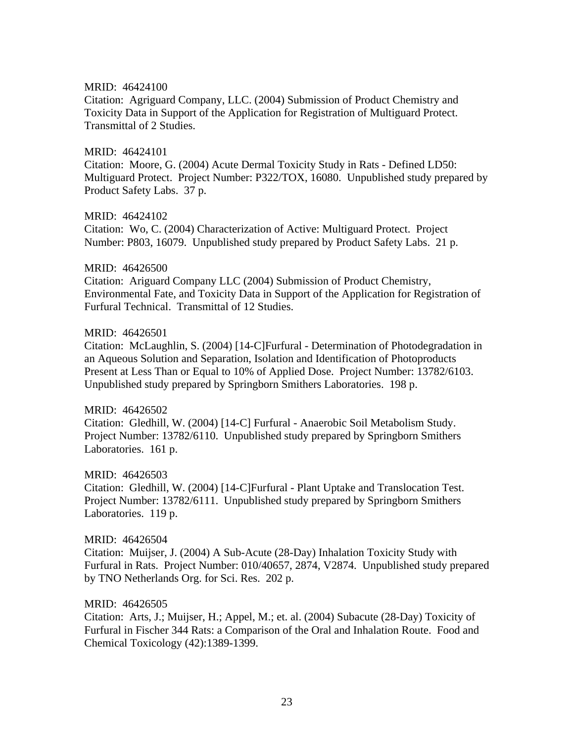MRID: 46424100
Citation: Agriguard Company, LLC. (2004) Submission of Product Chemistry and Toxicity Data in Support of the Application for Registration of Multiguard Protect. Transmittal of 2 Studies.

MRID: 46424101
Citation: Moore, G. (2004) Acute Dermal Toxicity Study in Rats - Defined LD50: Multiguard Protect. Project Number: P322/TOX, 16080. Unpublished study prepared by Product Safety Labs. 37 p.

MRID: 46424102
Citation: Wo, C. (2004) Characterization of Active: Multiguard Protect. Project Number: P803, 16079. Unpublished study prepared by Product Safety Labs. 21 p.

MRID: 46426500
Citation: Ariguard Company LLC (2004) Submission of Product Chemistry, Environmental Fate, and Toxicity Data in Support of the Application for Registration of Furfural Technical. Transmittal of 12 Studies.

MRID: 46426501
Citation: McLaughlin, S. (2004) [14-C]Furfural - Determination of Photodegradation in an Aqueous Solution and Separation, Isolation and Identification of Photoproducts Present at Less Than or Equal to 10% of Applied Dose. Project Number: 13782/6103. Unpublished study prepared by Springborn Smithers Laboratories. 198 p.

MRID: 46426502
Citation: Gledhill, W. (2004) [14-C] Furfural - Anaerobic Soil Metabolism Study. Project Number: 13782/6110. Unpublished study prepared by Springborn Smithers Laboratories. 161 p.

MRID: 46426503
Citation: Gledhill, W. (2004) [14-C]Furfural - Plant Uptake and Translocation Test. Project Number: 13782/6111. Unpublished study prepared by Springborn Smithers Laboratories. 119 p.

MRID: 46426504
Citation: Muijser, J. (2004) A Sub-Acute (28-Day) Inhalation Toxicity Study with Furfural in Rats. Project Number: 010/40657, 2874, V2874. Unpublished study prepared by TNO Netherlands Org. for Sci. Res. 202 p.

MRID: 46426505
Citation: Arts, J.; Muijser, H.; Appel, M.; et. al. (2004) Subacute (28-Day) Toxicity of Furfural in Fischer 344 Rats: a Comparison of the Oral and Inhalation Route. Food and Chemical Toxicology (42):1389-1399.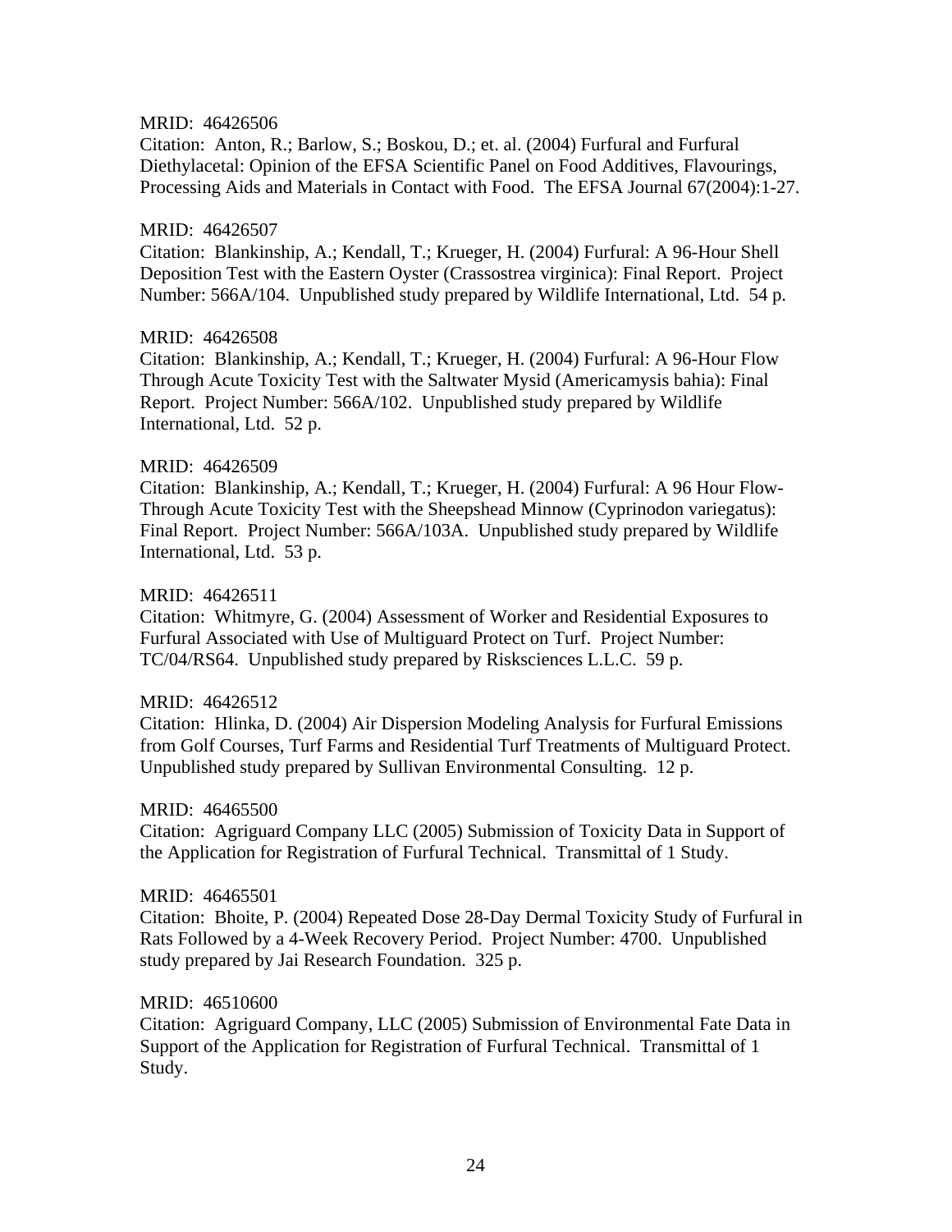MRID: 46426506
Citation: Anton, R.; Barlow, S.; Boskou, D.; et. al. (2004) Furfural and Furfural Diethylacetal: Opinion of the EFSA Scientific Panel on Food Additives, Flavourings, Processing Aids and Materials in Contact with Food. The EFSA Journal 67(2004):1-27.

MRID: 46426507
Citation: Blankinship, A.; Kendall, T.; Krueger, H. (2004) Furfural: A 96-Hour Shell Deposition Test with the Eastern Oyster (Crassostrea virginica): Final Report. Project Number: 566A/104. Unpublished study prepared by Wildlife International, Ltd. 54 p.

MRID: 46426508
Citation: Blankinship, A.; Kendall, T.; Krueger, H. (2004) Furfural: A 96-Hour Flow Through Acute Toxicity Test with the Saltwater Mysid (Americamysis bahia): Final Report. Project Number: 566A/102. Unpublished study prepared by Wildlife International, Ltd. 52 p.

MRID: 46426509
Citation: Blankinship, A.; Kendall, T.; Krueger, H. (2004) Furfural: A 96 Hour Flow-Through Acute Toxicity Test with the Sheepshead Minnow (Cyprinodon variegatus): Final Report. Project Number: 566A/103A. Unpublished study prepared by Wildlife International, Ltd. 53 p.

MRID: 46426511
Citation: Whitmyre, G. (2004) Assessment of Worker and Residential Exposures to Furfural Associated with Use of Multiguard Protect on Turf. Project Number: TC/04/RS64. Unpublished study prepared by Risksciences L.L.C. 59 p.

MRID: 46426512
Citation: Hlinka, D. (2004) Air Dispersion Modeling Analysis for Furfural Emissions from Golf Courses, Turf Farms and Residential Turf Treatments of Multiguard Protect. Unpublished study prepared by Sullivan Environmental Consulting. 12 p.

MRID: 46465500
Citation: Agriguard Company LLC (2005) Submission of Toxicity Data in Support of the Application for Registration of Furfural Technical. Transmittal of 1 Study.

MRID: 46465501
Citation: Bhoite, P. (2004) Repeated Dose 28-Day Dermal Toxicity Study of Furfural in Rats Followed by a 4-Week Recovery Period. Project Number: 4700. Unpublished study prepared by Jai Research Foundation. 325 p.

MRID: 46510600
Citation: Agriguard Company, LLC (2005) Submission of Environmental Fate Data in Support of the Application for Registration of Furfural Technical. Transmittal of 1 Study.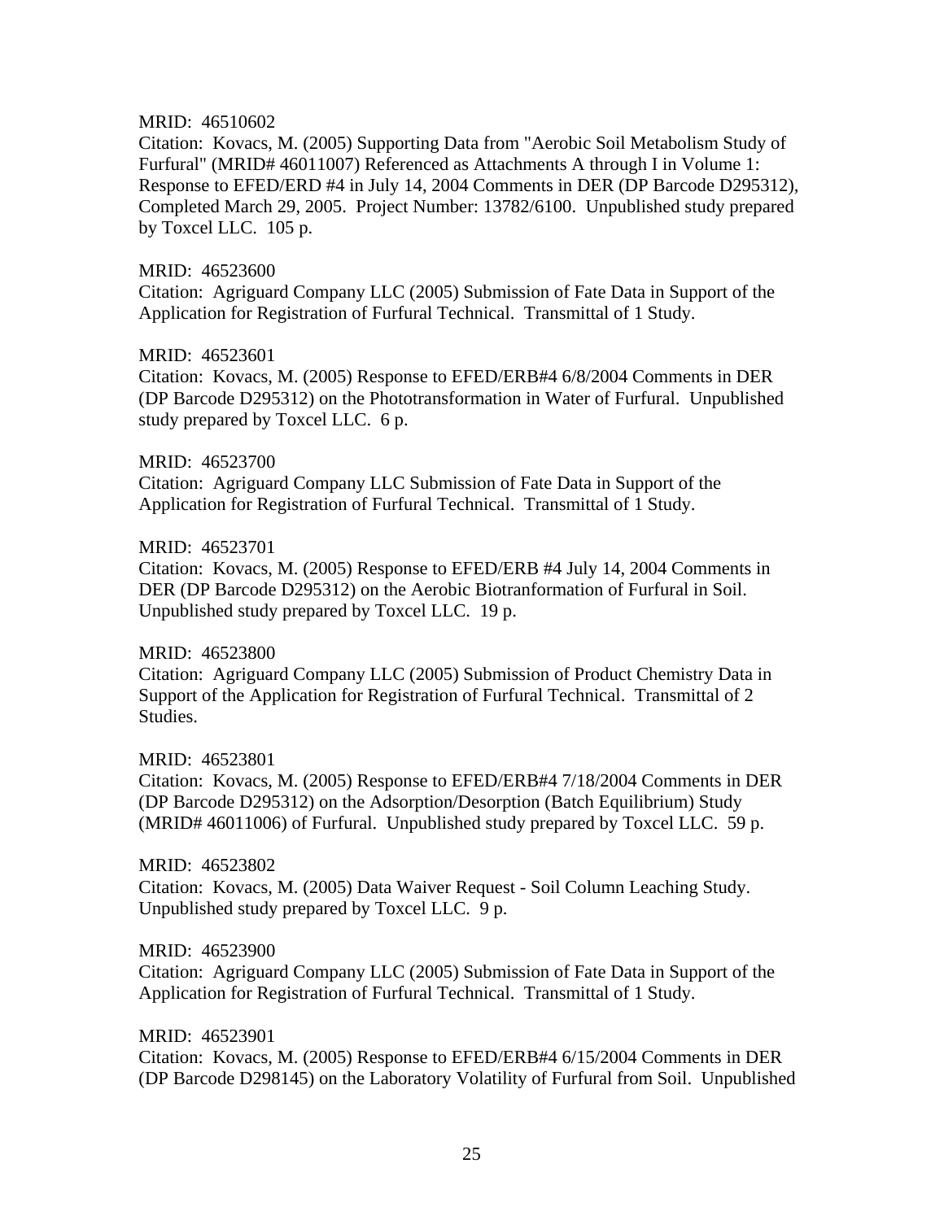MRID: 46510602

Citation: Kovacs, M. (2005) Supporting Data from "Aerobic Soil Metabolism Study of Furfural" (MRID# 46011007) Referenced as Attachments A through I in Volume 1: Response to EFED/ERD #4 in July 14, 2004 Comments in DER (DP Barcode D295312), Completed March 29, 2005. Project Number: 13782/6100. Unpublished study prepared by Toxcel LLC. 105 p.

MRID: 46523600

Citation: Agriguard Company LLC (2005) Submission of Fate Data in Support of the Application for Registration of Furfural Technical. Transmittal of 1 Study.

MRID: 46523601

Citation: Kovacs, M. (2005) Response to EFED/ERB#4 6/8/2004 Comments in DER (DP Barcode D295312) on the Phototransformation in Water of Furfural. Unpublished study prepared by Toxcel LLC. 6 p.

MRID: 46523700

Citation: Agriguard Company LLC Submission of Fate Data in Support of the Application for Registration of Furfural Technical. Transmittal of 1 Study.

MRID: 46523701

Citation: Kovacs, M. (2005) Response to EFED/ERB #4 July 14, 2004 Comments in DER (DP Barcode D295312) on the Aerobic Biotranformation of Furfural in Soil. Unpublished study prepared by Toxcel LLC. 19 p.

MRID: 46523800

Citation: Agriguard Company LLC (2005) Submission of Product Chemistry Data in Support of the Application for Registration of Furfural Technical. Transmittal of 2 Studies.

MRID: 46523801

Citation: Kovacs, M. (2005) Response to EFED/ERB#4 7/18/2004 Comments in DER (DP Barcode D295312) on the Adsorption/Desorption (Batch Equilibrium) Study (MRID# 46011006) of Furfural. Unpublished study prepared by Toxcel LLC. 59 p.

MRID: 46523802

Citation: Kovacs, M. (2005) Data Waiver Request - Soil Column Leaching Study. Unpublished study prepared by Toxcel LLC. 9 p.

MRID: 46523900

Citation: Agriguard Company LLC (2005) Submission of Fate Data in Support of the Application for Registration of Furfural Technical. Transmittal of 1 Study.

MRID: 46523901

Citation: Kovacs, M. (2005) Response to EFED/ERB#4 6/15/2004 Comments in DER (DP Barcode D298145) on the Laboratory Volatility of Furfural from Soil. Unpublished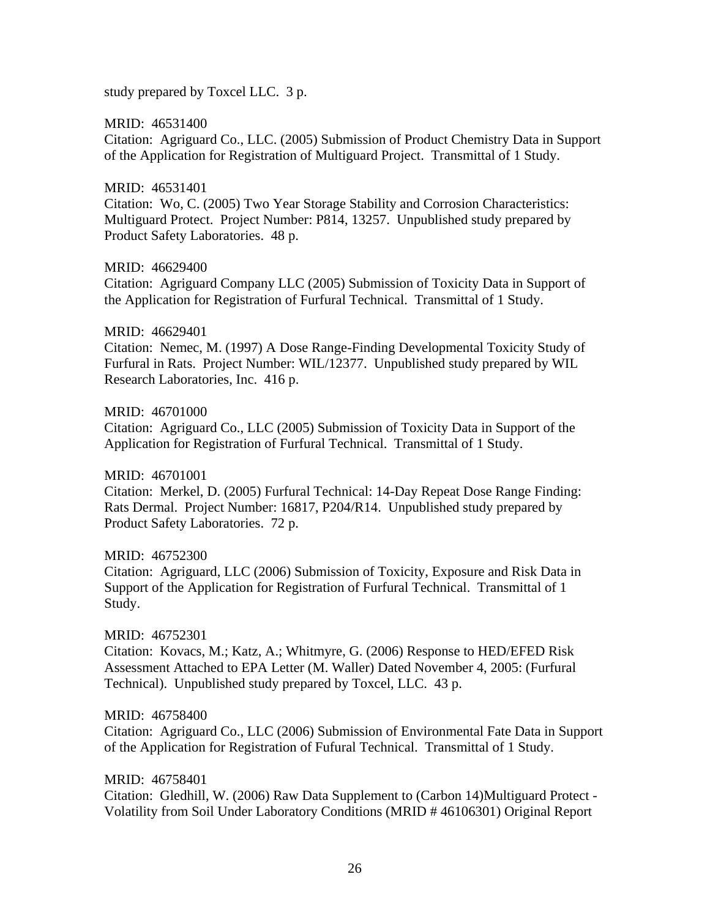study prepared by Toxcel LLC.  3 p.

MRID:  46531400
Citation:  Agriguard Co., LLC. (2005) Submission of Product Chemistry Data in Support of the Application for Registration of Multiguard Project.  Transmittal of 1 Study.

MRID:  46531401
Citation:  Wo, C. (2005) Two Year Storage Stability and Corrosion Characteristics: Multiguard Protect.  Project Number: P814, 13257.  Unpublished study prepared by Product Safety Laboratories.  48 p.

MRID:  46629400
Citation:  Agriguard Company LLC (2005) Submission of Toxicity Data in Support of the Application for Registration of Furfural Technical.  Transmittal of 1 Study.

MRID:  46629401
Citation:  Nemec, M. (1997) A Dose Range-Finding Developmental Toxicity Study of Furfural in Rats.  Project Number: WIL/12377.  Unpublished study prepared by WIL Research Laboratories, Inc.  416 p.

MRID:  46701000
Citation:  Agriguard Co., LLC (2005) Submission of Toxicity Data in Support of the Application for Registration of Furfural Technical.  Transmittal of 1 Study.

MRID:  46701001
Citation:  Merkel, D. (2005) Furfural Technical: 14-Day Repeat Dose Range Finding: Rats Dermal.  Project Number: 16817, P204/R14.  Unpublished study prepared by Product Safety Laboratories.  72 p.

MRID:  46752300
Citation:  Agriguard, LLC (2006) Submission of Toxicity, Exposure and Risk Data in Support of the Application for Registration of Furfural Technical.  Transmittal of 1 Study.

MRID:  46752301
Citation:  Kovacs, M.; Katz, A.; Whitmyre, G. (2006) Response to HED/EFED Risk Assessment Attached to EPA Letter (M. Waller) Dated November 4, 2005: (Furfural Technical).  Unpublished study prepared by Toxcel, LLC.  43 p.

MRID:  46758400
Citation:  Agriguard Co., LLC (2006) Submission of Environmental Fate Data in Support of the Application for Registration of Fufural Technical.  Transmittal of 1 Study.

MRID:  46758401
Citation:  Gledhill, W. (2006) Raw Data Supplement to (Carbon 14)Multiguard Protect - Volatility from Soil Under Laboratory Conditions (MRID # 46106301) Original Report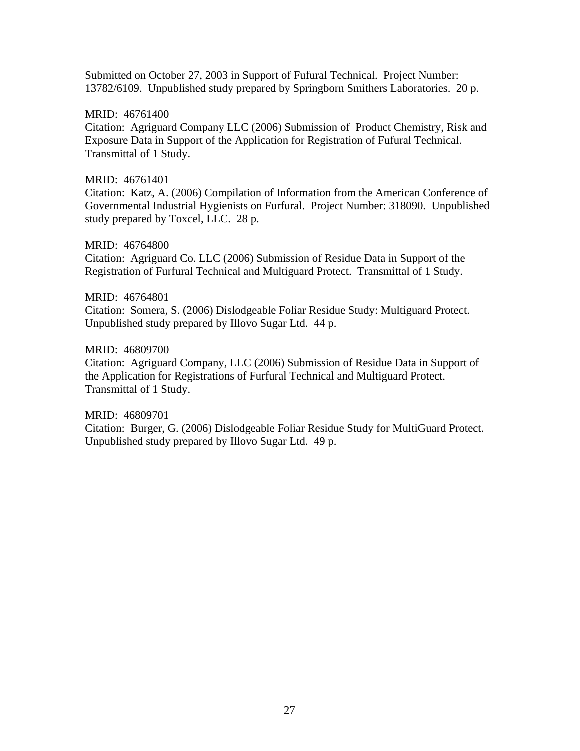Submitted on October 27, 2003 in Support of Fufural Technical. Project Number: 13782/6109. Unpublished study prepared by Springborn Smithers Laboratories. 20 p.

MRID: 46761400
Citation: Agriguard Company LLC (2006) Submission of Product Chemistry, Risk and Exposure Data in Support of the Application for Registration of Fufural Technical. Transmittal of 1 Study.

MRID: 46761401
Citation: Katz, A. (2006) Compilation of Information from the American Conference of Governmental Industrial Hygienists on Furfural. Project Number: 318090. Unpublished study prepared by Toxcel, LLC. 28 p.

MRID: 46764800
Citation: Agriguard Co. LLC (2006) Submission of Residue Data in Support of the Registration of Furfural Technical and Multiguard Protect. Transmittal of 1 Study.

MRID: 46764801
Citation: Somera, S. (2006) Dislodgeable Foliar Residue Study: Multiguard Protect. Unpublished study prepared by Illovo Sugar Ltd. 44 p.

MRID: 46809700
Citation: Agriguard Company, LLC (2006) Submission of Residue Data in Support of the Application for Registrations of Furfural Technical and Multiguard Protect. Transmittal of 1 Study.

MRID: 46809701
Citation: Burger, G. (2006) Dislodgeable Foliar Residue Study for MultiGuard Protect. Unpublished study prepared by Illovo Sugar Ltd. 49 p.